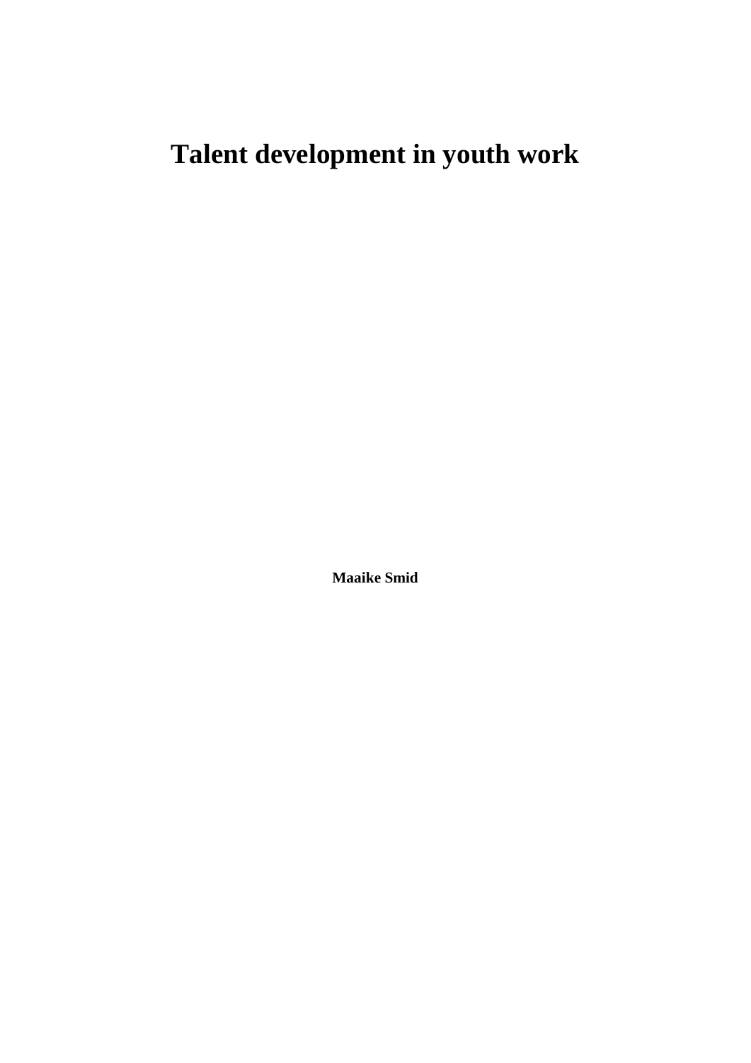# Talent development in youth work

**Maaike Smid**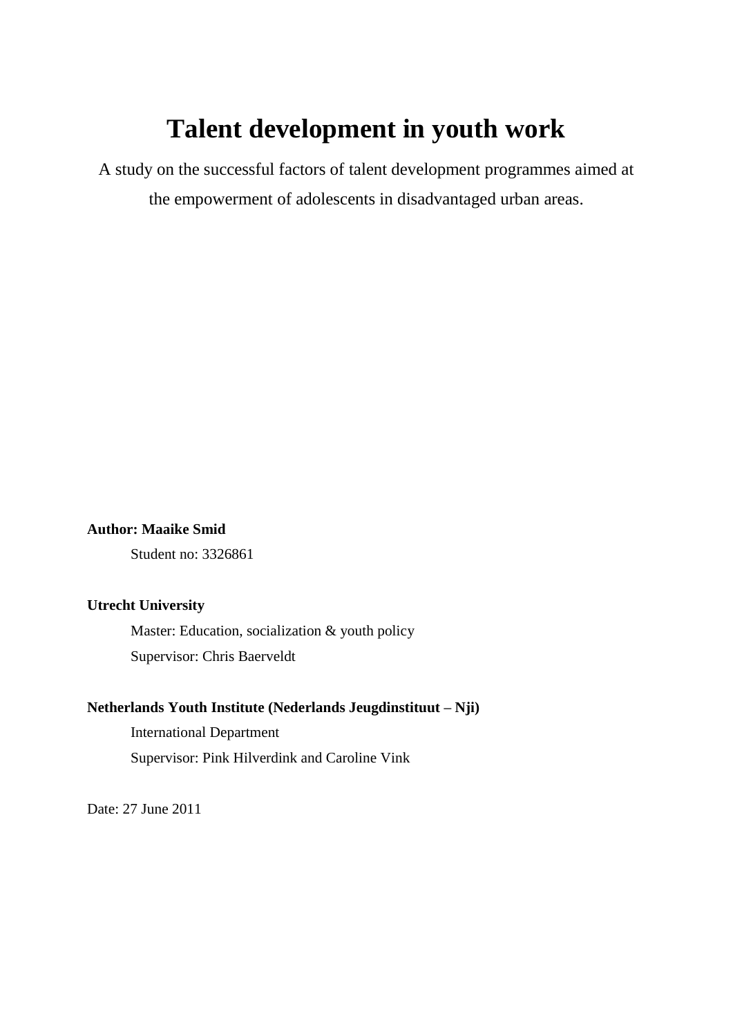# Talent development in youth work

A study on the successful factors of talent development programmes aimed at the empowerment of adolescents in disadvantaged urban areas.

**Author: Maaike Smid**

Student no: 3326861

**Utrecht University**

Master: Education, socialization & youth policy

Supervisor: Chris Baerveldt

**Netherlands Youth Institute (Nederlands Jeugdinstituut – Nji)**

International Department

Supervisor: Pink Hilverdink and Caroline Vink

Date: 27 June 2011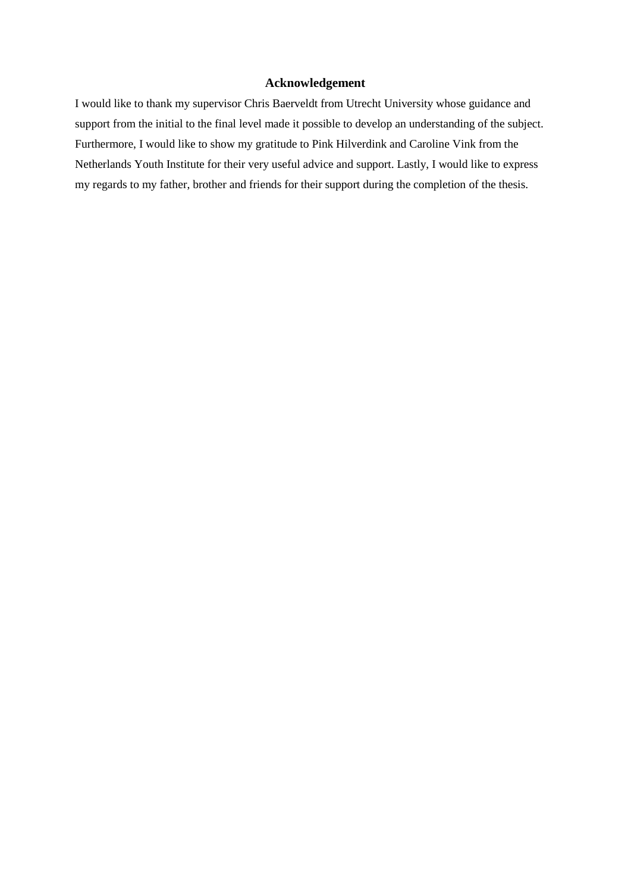# Acknowledgement

I would like to thank my supervisor Chris Baerveldt from Utrecht University whose guidance and support from the initial to the final level made it possible to develop an understanding of the subject. Furthermore, I would like to show my gratitude to Pink Hilverdink and Caroline Vink from the Netherlands Youth Institute for their very useful advice and support. Lastly, I would like to express my regards to my father, brother and friends for their support during the completion of the thesis.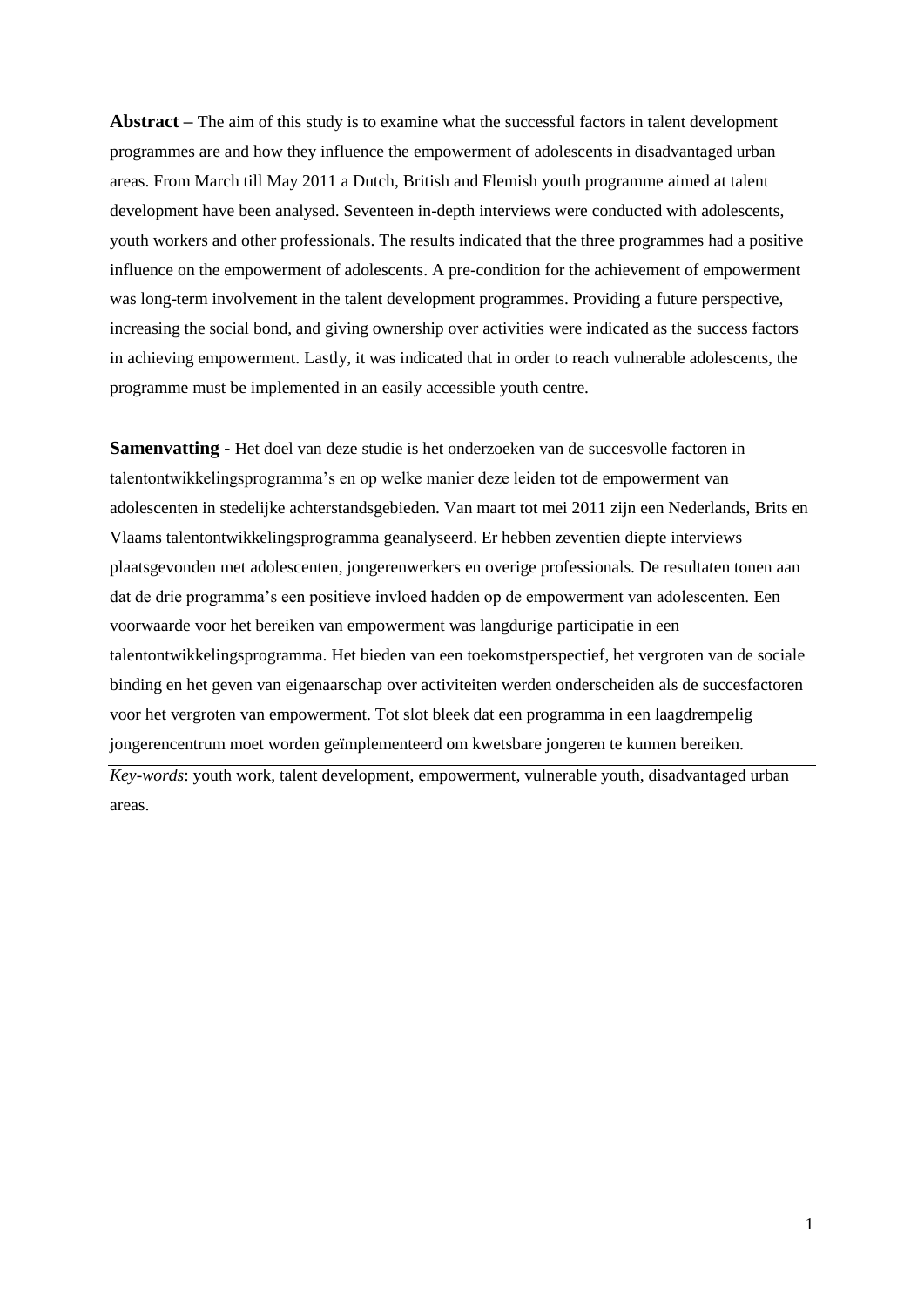**Abstract –** The aim of this study is to examine what the successful factors in talent development programmes are and how they influence the empowerment of adolescents in disadvantaged urban areas. From March till May 2011 a Dutch, British and Flemish youth programme aimed at talent development have been analysed. Seventeen in-depth interviews were conducted with adolescents, youth workers and other professionals. The results indicated that the three programmes had a positive influence on the empowerment of adolescents. A pre-condition for the achievement of empowerment was long-term involvement in the talent development programmes. Providing a future perspective, increasing the social bond, and giving ownership over activities were indicated as the success factors in achieving empowerment. Lastly, it was indicated that in order to reach vulnerable adolescents, the programme must be implemented in an easily accessible youth centre.

**Samenvatting -** Het doel van deze studie is het onderzoeken van de succesvolle factoren in talentontwikkelingsprogramma's en op welke manier deze leiden tot de empowerment van adolescenten in stedelijke achterstandsgebieden. Van maart tot mei 2011 zijn een Nederlands, Brits en Vlaams talentontwikkelingsprogramma geanalyseerd. Er hebben zeventien diepte interviews plaatsgevonden met adolescenten, jongerenwerkers en overige professionals. De resultaten tonen aan dat de drie programma's een positieve invloed hadden op de empowerment van adolescenten. Een voorwaarde voor het bereiken van empowerment was langdurige participatie in een talentontwikkelingsprogramma. Het bieden van een toekomstperspectief, het vergroten van de sociale binding en het geven van eigenaarschap over activiteiten werden onderscheiden als de succesfactoren voor het vergroten van empowerment. Tot slot bleek dat een programma in een laagdrempelig jongerencentrum moet worden geïmplementeerd om kwetsbare jongeren te kunnen bereiken.

---

*Key-words*: youth work, talent development, empowerment, vulnerable youth, disadvantaged urban areas.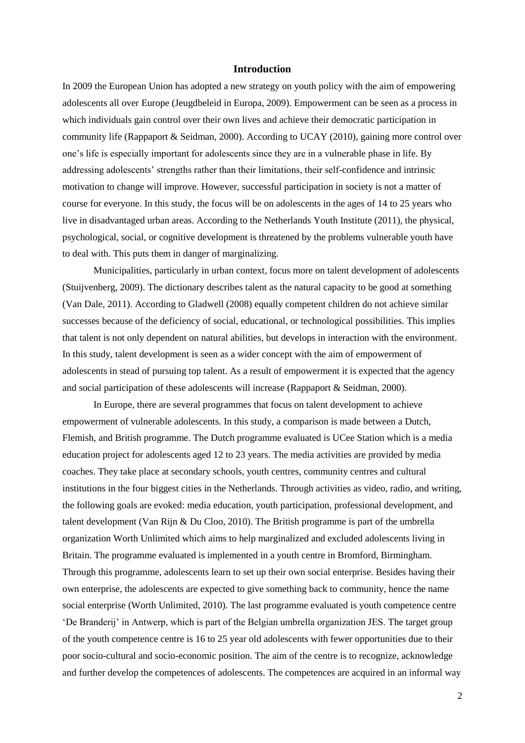## Introduction

In 2009 the European Union has adopted a new strategy on youth policy with the aim of empowering adolescents all over Europe (Jeugdbeleid in Europa, 2009). Empowerment can be seen as a process in which individuals gain control over their own lives and achieve their democratic participation in community life (Rappaport & Seidman, 2000). According to UCAY (2010), gaining more control over one's life is especially important for adolescents since they are in a vulnerable phase in life. By addressing adolescents' strengths rather than their limitations, their self-confidence and intrinsic motivation to change will improve. However, successful participation in society is not a matter of course for everyone. In this study, the focus will be on adolescents in the ages of 14 to 25 years who live in disadvantaged urban areas. According to the Netherlands Youth Institute (2011), the physical, psychological, social, or cognitive development is threatened by the problems vulnerable youth have to deal with. This puts them in danger of marginalizing.

Municipalities, particularly in urban context, focus more on talent development of adolescents (Stuijvenberg, 2009). The dictionary describes talent as the natural capacity to be good at something (Van Dale, 2011). According to Gladwell (2008) equally competent children do not achieve similar successes because of the deficiency of social, educational, or technological possibilities. This implies that talent is not only dependent on natural abilities, but develops in interaction with the environment. In this study, talent development is seen as a wider concept with the aim of empowerment of adolescents in stead of pursuing top talent. As a result of empowerment it is expected that the agency and social participation of these adolescents will increase (Rappaport & Seidman, 2000).

In Europe, there are several programmes that focus on talent development to achieve empowerment of vulnerable adolescents. In this study, a comparison is made between a Dutch, Flemish, and British programme. The Dutch programme evaluated is UCee Station which is a media education project for adolescents aged 12 to 23 years. The media activities are provided by media coaches. They take place at secondary schools, youth centres, community centres and cultural institutions in the four biggest cities in the Netherlands. Through activities as video, radio, and writing, the following goals are evoked: media education, youth participation, professional development, and talent development (Van Rijn & Du Cloo, 2010). The British programme is part of the umbrella organization Worth Unlimited which aims to help marginalized and excluded adolescents living in Britain. The programme evaluated is implemented in a youth centre in Bromford, Birmingham. Through this programme, adolescents learn to set up their own social enterprise. Besides having their own enterprise, the adolescents are expected to give something back to community, hence the name social enterprise (Worth Unlimited, 2010). The last programme evaluated is youth competence centre 'De Branderij' in Antwerp, which is part of the Belgian umbrella organization JES. The target group of the youth competence centre is 16 to 25 year old adolescents with fewer opportunities due to their poor socio-cultural and socio-economic position. The aim of the centre is to recognize, acknowledge and further develop the competences of adolescents. The competences are acquired in an informal way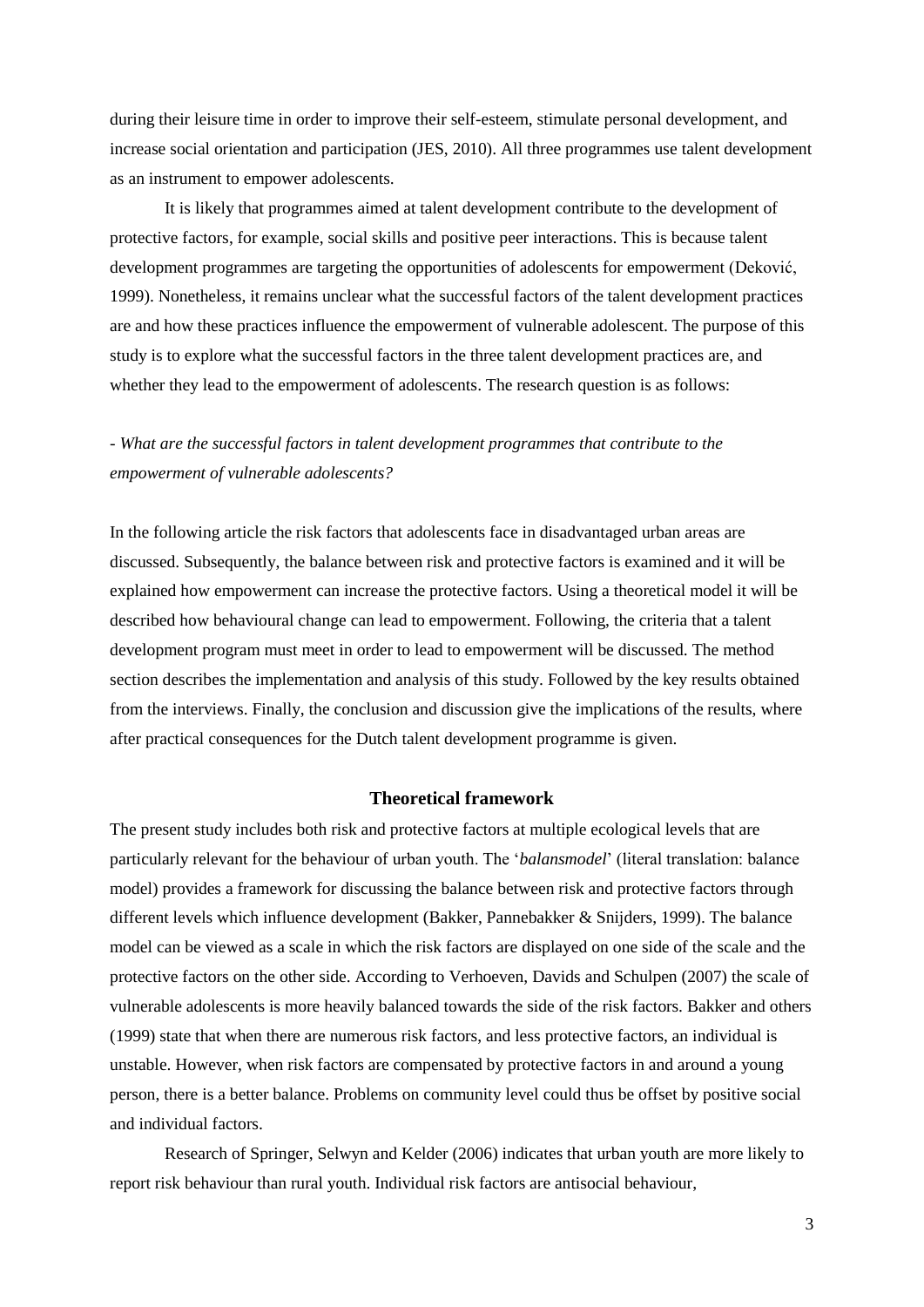during their leisure time in order to improve their self-esteem, stimulate personal development, and increase social orientation and participation (JES, 2010). All three programmes use talent development as an instrument to empower adolescents.

It is likely that programmes aimed at talent development contribute to the development of protective factors, for example, social skills and positive peer interactions. This is because talent development programmes are targeting the opportunities of adolescents for empowerment (Deković, 1999). Nonetheless, it remains unclear what the successful factors of the talent development practices are and how these practices influence the empowerment of vulnerable adolescent. The purpose of this study is to explore what the successful factors in the three talent development practices are, and whether they lead to the empowerment of adolescents. The research question is as follows:

- *What are the successful factors in talent development programmes that contribute to the empowerment of vulnerable adolescents?*

In the following article the risk factors that adolescents face in disadvantaged urban areas are discussed. Subsequently, the balance between risk and protective factors is examined and it will be explained how empowerment can increase the protective factors. Using a theoretical model it will be described how behavioural change can lead to empowerment. Following, the criteria that a talent development program must meet in order to lead to empowerment will be discussed. The method section describes the implementation and analysis of this study. Followed by the key results obtained from the interviews. Finally, the conclusion and discussion give the implications of the results, where after practical consequences for the Dutch talent development programme is given.

## Theoretical framework

The present study includes both risk and protective factors at multiple ecological levels that are particularly relevant for the behaviour of urban youth. The '*balansmodel*' (literal translation: balance model) provides a framework for discussing the balance between risk and protective factors through different levels which influence development (Bakker, Pannebakker & Snijders, 1999). The balance model can be viewed as a scale in which the risk factors are displayed on one side of the scale and the protective factors on the other side. According to Verhoeven, Davids and Schulpen (2007) the scale of vulnerable adolescents is more heavily balanced towards the side of the risk factors. Bakker and others (1999) state that when there are numerous risk factors, and less protective factors, an individual is unstable. However, when risk factors are compensated by protective factors in and around a young person, there is a better balance. Problems on community level could thus be offset by positive social and individual factors.

Research of Springer, Selwyn and Kelder (2006) indicates that urban youth are more likely to report risk behaviour than rural youth. Individual risk factors are antisocial behaviour,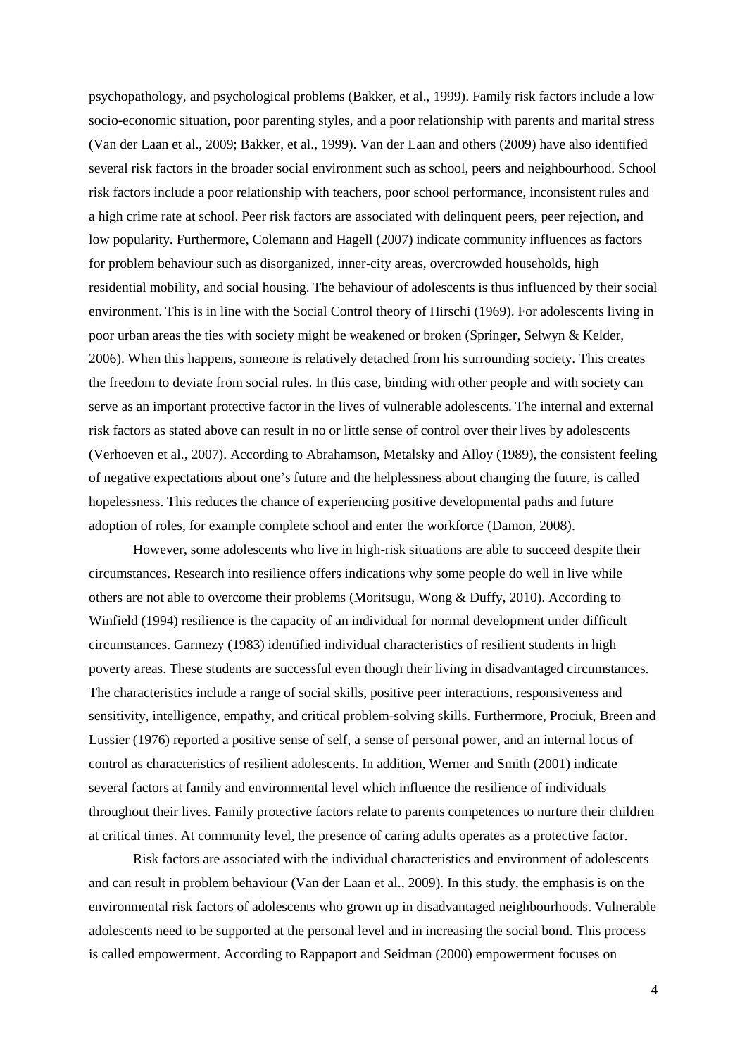psychopathology, and psychological problems (Bakker, et al., 1999). Family risk factors include a low socio-economic situation, poor parenting styles, and a poor relationship with parents and marital stress (Van der Laan et al., 2009; Bakker, et al., 1999). Van der Laan and others (2009) have also identified several risk factors in the broader social environment such as school, peers and neighbourhood. School risk factors include a poor relationship with teachers, poor school performance, inconsistent rules and a high crime rate at school. Peer risk factors are associated with delinquent peers, peer rejection, and low popularity. Furthermore, Colemann and Hagell (2007) indicate community influences as factors for problem behaviour such as disorganized, inner-city areas, overcrowded households, high residential mobility, and social housing. The behaviour of adolescents is thus influenced by their social environment. This is in line with the Social Control theory of Hirschi (1969). For adolescents living in poor urban areas the ties with society might be weakened or broken (Springer, Selwyn & Kelder, 2006). When this happens, someone is relatively detached from his surrounding society. This creates the freedom to deviate from social rules. In this case, binding with other people and with society can serve as an important protective factor in the lives of vulnerable adolescents. The internal and external risk factors as stated above can result in no or little sense of control over their lives by adolescents (Verhoeven et al., 2007). According to Abrahamson, Metalsky and Alloy (1989), the consistent feeling of negative expectations about one's future and the helplessness about changing the future, is called hopelessness. This reduces the chance of experiencing positive developmental paths and future adoption of roles, for example complete school and enter the workforce (Damon, 2008).

However, some adolescents who live in high-risk situations are able to succeed despite their circumstances. Research into resilience offers indications why some people do well in live while others are not able to overcome their problems (Moritsugu, Wong & Duffy, 2010). According to Winfield (1994) resilience is the capacity of an individual for normal development under difficult circumstances. Garmezy (1983) identified individual characteristics of resilient students in high poverty areas. These students are successful even though their living in disadvantaged circumstances. The characteristics include a range of social skills, positive peer interactions, responsiveness and sensitivity, intelligence, empathy, and critical problem-solving skills. Furthermore, Prociuk, Breen and Lussier (1976) reported a positive sense of self, a sense of personal power, and an internal locus of control as characteristics of resilient adolescents. In addition, Werner and Smith (2001) indicate several factors at family and environmental level which influence the resilience of individuals throughout their lives. Family protective factors relate to parents competences to nurture their children at critical times. At community level, the presence of caring adults operates as a protective factor.

Risk factors are associated with the individual characteristics and environment of adolescents and can result in problem behaviour (Van der Laan et al., 2009). In this study, the emphasis is on the environmental risk factors of adolescents who grown up in disadvantaged neighbourhoods. Vulnerable adolescents need to be supported at the personal level and in increasing the social bond. This process is called empowerment. According to Rappaport and Seidman (2000) empowerment focuses on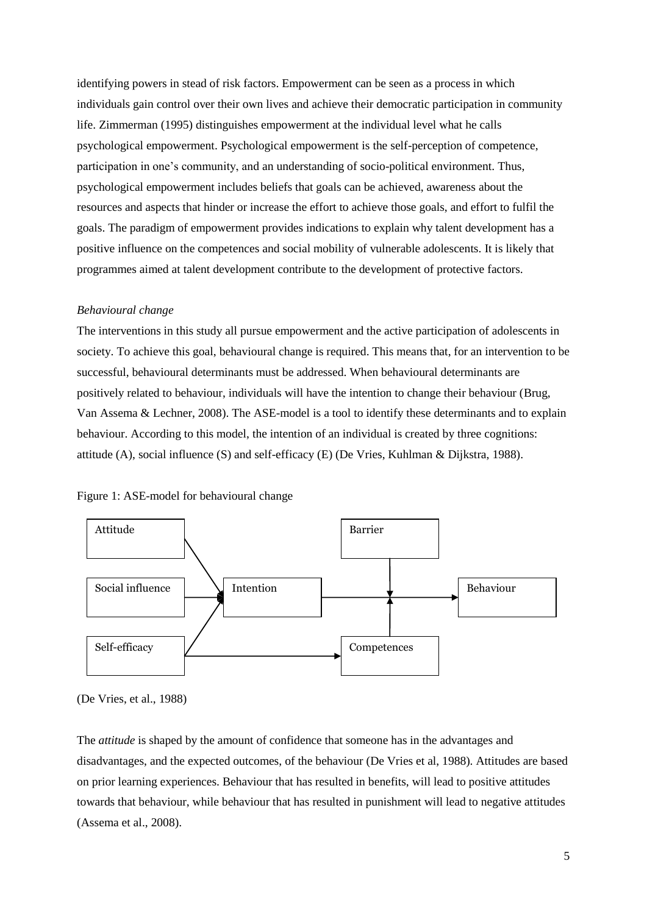identifying powers in stead of risk factors. Empowerment can be seen as a process in which individuals gain control over their own lives and achieve their democratic participation in community life. Zimmerman (1995) distinguishes empowerment at the individual level what he calls psychological empowerment. Psychological empowerment is the self-perception of competence, participation in one's community, and an understanding of socio-political environment. Thus, psychological empowerment includes beliefs that goals can be achieved, awareness about the resources and aspects that hinder or increase the effort to achieve those goals, and effort to fulfil the goals. The paradigm of empowerment provides indications to explain why talent development has a positive influence on the competences and social mobility of vulnerable adolescents. It is likely that programmes aimed at talent development contribute to the development of protective factors.

*Behavioural change*

The interventions in this study all pursue empowerment and the active participation of adolescents in society. To achieve this goal, behavioural change is required. This means that, for an intervention to be successful, behavioural determinants must be addressed. When behavioural determinants are positively related to behaviour, individuals will have the intention to change their behaviour (Brug, Van Assema & Lechner, 2008). The ASE-model is a tool to identify these determinants and to explain behaviour. According to this model, the intention of an individual is created by three cognitions: attitude (A), social influence (S) and self-efficacy (E) (De Vries, Kuhlman & Dijkstra, 1988).

Figure 1: ASE-model for behavioural change

Attitude → Intention; Social influence → Intention; Self-efficacy → Intention; Self-efficacy → Competences; Intention → Behaviour (moderated by Barrier and Competences)

(De Vries, et al., 1988)

The *attitude* is shaped by the amount of confidence that someone has in the advantages and disadvantages, and the expected outcomes, of the behaviour (De Vries et al, 1988). Attitudes are based on prior learning experiences. Behaviour that has resulted in benefits, will lead to positive attitudes towards that behaviour, while behaviour that has resulted in punishment will lead to negative attitudes (Assema et al., 2008).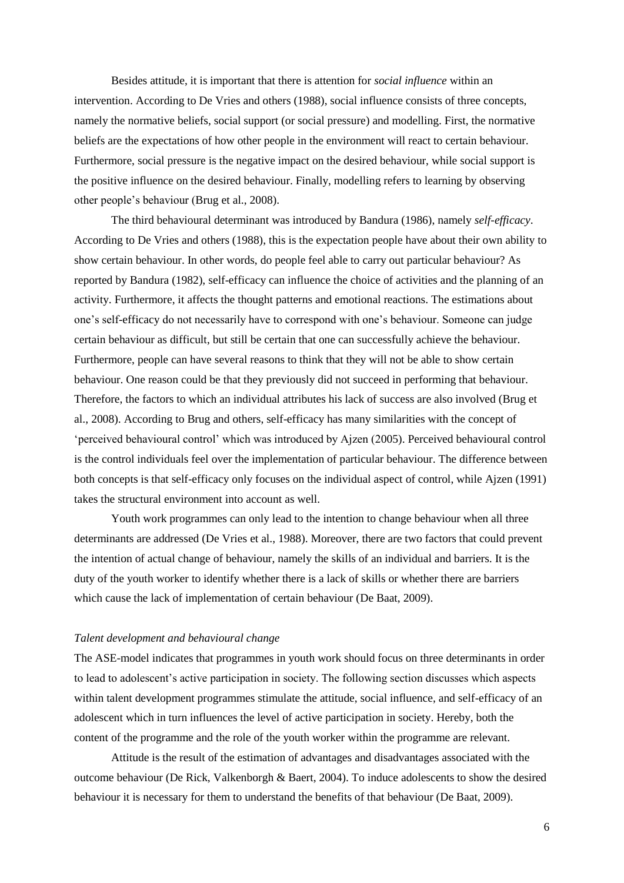Besides attitude, it is important that there is attention for *social influence* within an intervention. According to De Vries and others (1988), social influence consists of three concepts, namely the normative beliefs, social support (or social pressure) and modelling. First, the normative beliefs are the expectations of how other people in the environment will react to certain behaviour. Furthermore, social pressure is the negative impact on the desired behaviour, while social support is the positive influence on the desired behaviour. Finally, modelling refers to learning by observing other people's behaviour (Brug et al., 2008).

The third behavioural determinant was introduced by Bandura (1986), namely *self-efficacy*. According to De Vries and others (1988), this is the expectation people have about their own ability to show certain behaviour. In other words, do people feel able to carry out particular behaviour? As reported by Bandura (1982), self-efficacy can influence the choice of activities and the planning of an activity. Furthermore, it affects the thought patterns and emotional reactions. The estimations about one's self-efficacy do not necessarily have to correspond with one's behaviour. Someone can judge certain behaviour as difficult, but still be certain that one can successfully achieve the behaviour. Furthermore, people can have several reasons to think that they will not be able to show certain behaviour. One reason could be that they previously did not succeed in performing that behaviour. Therefore, the factors to which an individual attributes his lack of success are also involved (Brug et al., 2008). According to Brug and others, self-efficacy has many similarities with the concept of 'perceived behavioural control' which was introduced by Ajzen (2005). Perceived behavioural control is the control individuals feel over the implementation of particular behaviour. The difference between both concepts is that self-efficacy only focuses on the individual aspect of control, while Ajzen (1991) takes the structural environment into account as well.

Youth work programmes can only lead to the intention to change behaviour when all three determinants are addressed (De Vries et al., 1988). Moreover, there are two factors that could prevent the intention of actual change of behaviour, namely the skills of an individual and barriers. It is the duty of the youth worker to identify whether there is a lack of skills or whether there are barriers which cause the lack of implementation of certain behaviour (De Baat, 2009).

*Talent development and behavioural change*

The ASE-model indicates that programmes in youth work should focus on three determinants in order to lead to adolescent's active participation in society. The following section discusses which aspects within talent development programmes stimulate the attitude, social influence, and self-efficacy of an adolescent which in turn influences the level of active participation in society. Hereby, both the content of the programme and the role of the youth worker within the programme are relevant.

Attitude is the result of the estimation of advantages and disadvantages associated with the outcome behaviour (De Rick, Valkenborgh & Baert, 2004). To induce adolescents to show the desired behaviour it is necessary for them to understand the benefits of that behaviour (De Baat, 2009).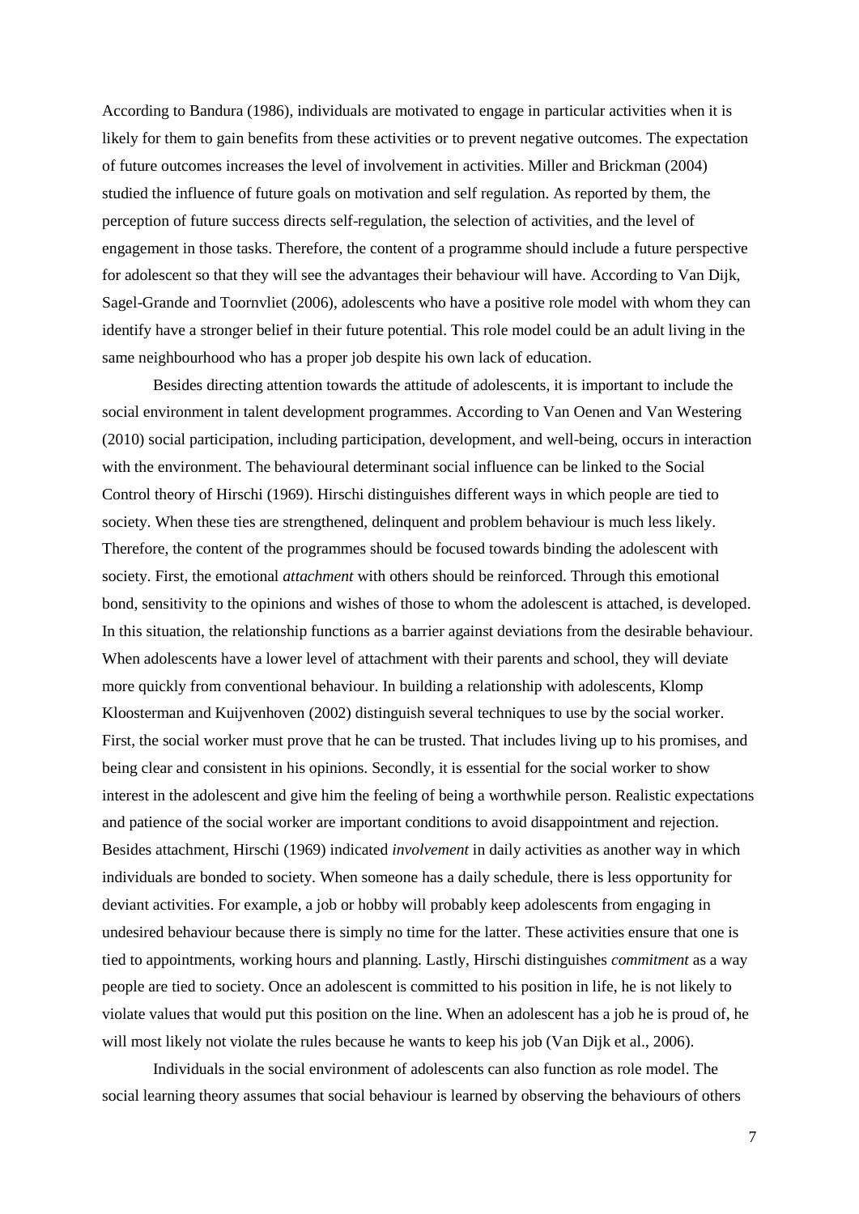According to Bandura (1986), individuals are motivated to engage in particular activities when it is likely for them to gain benefits from these activities or to prevent negative outcomes. The expectation of future outcomes increases the level of involvement in activities. Miller and Brickman (2004) studied the influence of future goals on motivation and self regulation. As reported by them, the perception of future success directs self-regulation, the selection of activities, and the level of engagement in those tasks. Therefore, the content of a programme should include a future perspective for adolescent so that they will see the advantages their behaviour will have. According to Van Dijk, Sagel-Grande and Toornvliet (2006), adolescents who have a positive role model with whom they can identify have a stronger belief in their future potential. This role model could be an adult living in the same neighbourhood who has a proper job despite his own lack of education.

Besides directing attention towards the attitude of adolescents, it is important to include the social environment in talent development programmes. According to Van Oenen and Van Westering (2010) social participation, including participation, development, and well-being, occurs in interaction with the environment. The behavioural determinant social influence can be linked to the Social Control theory of Hirschi (1969). Hirschi distinguishes different ways in which people are tied to society. When these ties are strengthened, delinquent and problem behaviour is much less likely. Therefore, the content of the programmes should be focused towards binding the adolescent with society. First, the emotional *attachment* with others should be reinforced. Through this emotional bond, sensitivity to the opinions and wishes of those to whom the adolescent is attached, is developed. In this situation, the relationship functions as a barrier against deviations from the desirable behaviour. When adolescents have a lower level of attachment with their parents and school, they will deviate more quickly from conventional behaviour. In building a relationship with adolescents, Klomp Kloosterman and Kuijvenhoven (2002) distinguish several techniques to use by the social worker. First, the social worker must prove that he can be trusted. That includes living up to his promises, and being clear and consistent in his opinions. Secondly, it is essential for the social worker to show interest in the adolescent and give him the feeling of being a worthwhile person. Realistic expectations and patience of the social worker are important conditions to avoid disappointment and rejection. Besides attachment, Hirschi (1969) indicated *involvement* in daily activities as another way in which individuals are bonded to society. When someone has a daily schedule, there is less opportunity for deviant activities. For example, a job or hobby will probably keep adolescents from engaging in undesired behaviour because there is simply no time for the latter. These activities ensure that one is tied to appointments, working hours and planning. Lastly, Hirschi distinguishes *commitment* as a way people are tied to society. Once an adolescent is committed to his position in life, he is not likely to violate values that would put this position on the line. When an adolescent has a job he is proud of, he will most likely not violate the rules because he wants to keep his job (Van Dijk et al., 2006).

Individuals in the social environment of adolescents can also function as role model. The social learning theory assumes that social behaviour is learned by observing the behaviours of others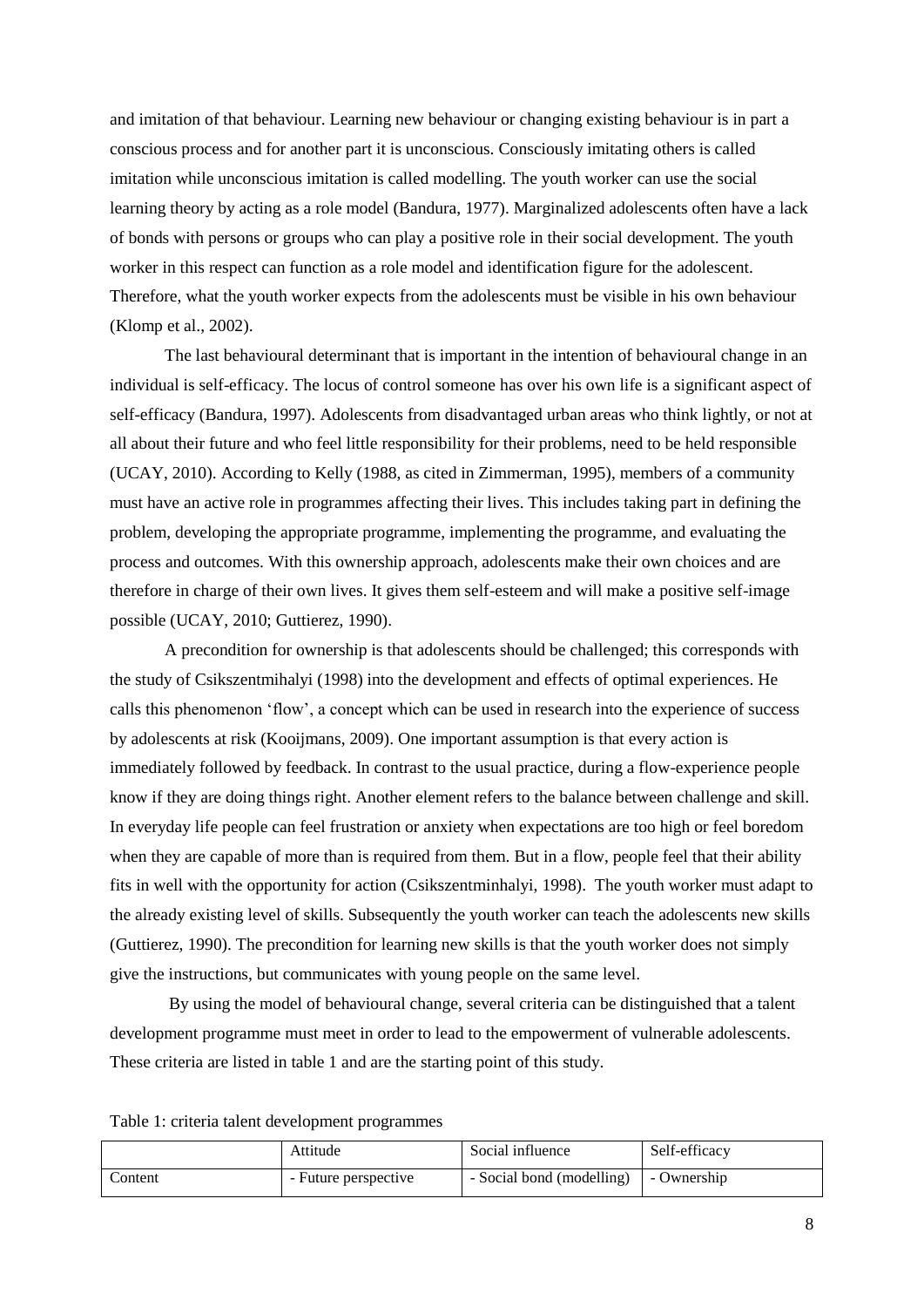and imitation of that behaviour. Learning new behaviour or changing existing behaviour is in part a conscious process and for another part it is unconscious. Consciously imitating others is called imitation while unconscious imitation is called modelling. The youth worker can use the social learning theory by acting as a role model (Bandura, 1977). Marginalized adolescents often have a lack of bonds with persons or groups who can play a positive role in their social development. The youth worker in this respect can function as a role model and identification figure for the adolescent. Therefore, what the youth worker expects from the adolescents must be visible in his own behaviour (Klomp et al., 2002).

The last behavioural determinant that is important in the intention of behavioural change in an individual is self-efficacy. The locus of control someone has over his own life is a significant aspect of self-efficacy (Bandura, 1997). Adolescents from disadvantaged urban areas who think lightly, or not at all about their future and who feel little responsibility for their problems, need to be held responsible (UCAY, 2010). According to Kelly (1988, as cited in Zimmerman, 1995), members of a community must have an active role in programmes affecting their lives. This includes taking part in defining the problem, developing the appropriate programme, implementing the programme, and evaluating the process and outcomes. With this ownership approach, adolescents make their own choices and are therefore in charge of their own lives. It gives them self-esteem and will make a positive self-image possible (UCAY, 2010; Guttierez, 1990).

A precondition for ownership is that adolescents should be challenged; this corresponds with the study of Csikszentmihalyi (1998) into the development and effects of optimal experiences. He calls this phenomenon 'flow', a concept which can be used in research into the experience of success by adolescents at risk (Kooijmans, 2009). One important assumption is that every action is immediately followed by feedback. In contrast to the usual practice, during a flow-experience people know if they are doing things right. Another element refers to the balance between challenge and skill. In everyday life people can feel frustration or anxiety when expectations are too high or feel boredom when they are capable of more than is required from them. But in a flow, people feel that their ability fits in well with the opportunity for action (Csikszentminhalyi, 1998). The youth worker must adapt to the already existing level of skills. Subsequently the youth worker can teach the adolescents new skills (Guttierez, 1990). The precondition for learning new skills is that the youth worker does not simply give the instructions, but communicates with young people on the same level.

By using the model of behavioural change, several criteria can be distinguished that a talent development programme must meet in order to lead to the empowerment of vulnerable adolescents. These criteria are listed in table 1 and are the starting point of this study.

Table 1: criteria talent development programmes

| | Attitude | Social influence | Self-efficacy |
|---|---|---|---|
| Content | - Future perspective | - Social bond (modelling) | - Ownership |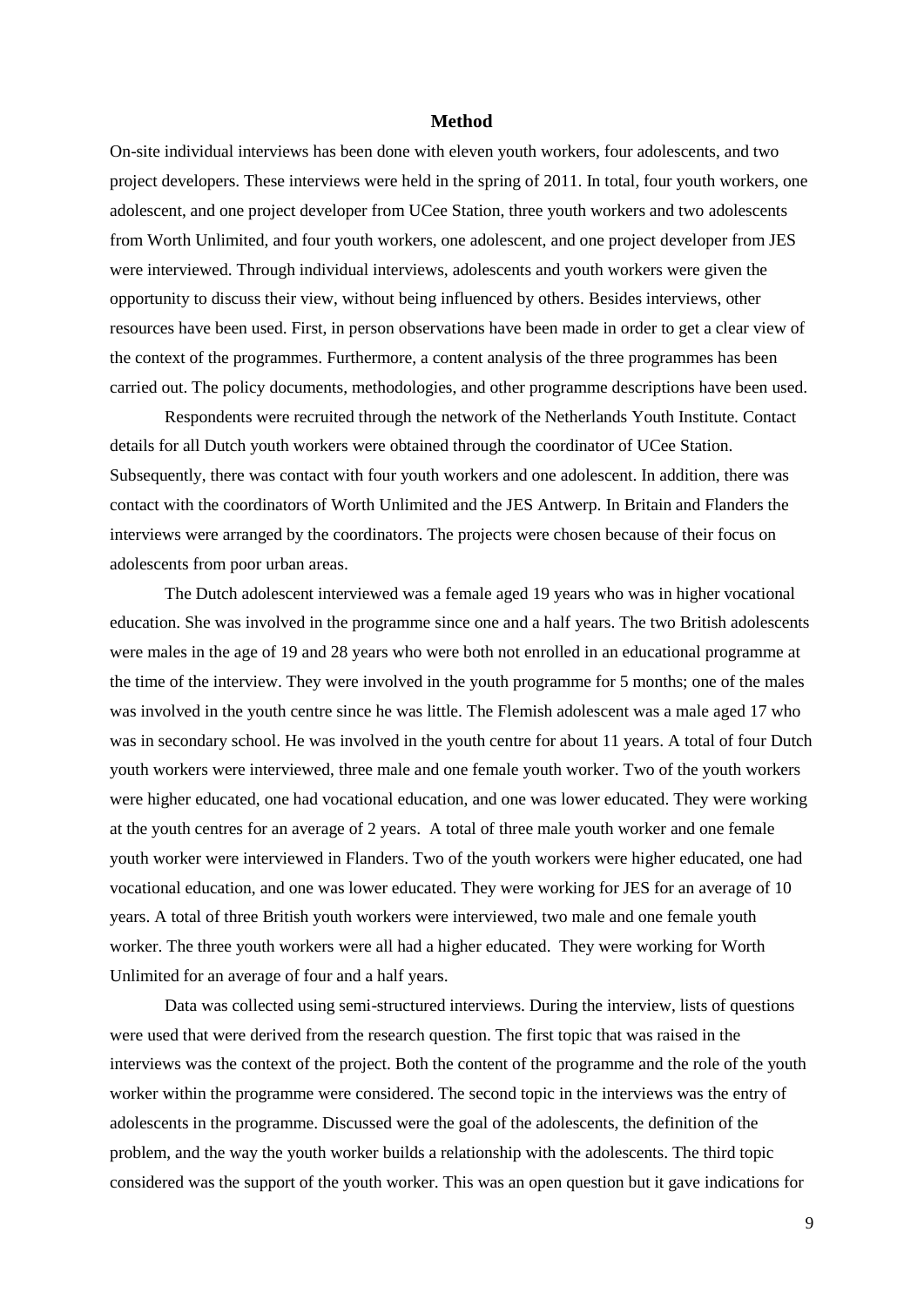## Method

On-site individual interviews has been done with eleven youth workers, four adolescents, and two project developers. These interviews were held in the spring of 2011. In total, four youth workers, one adolescent, and one project developer from UCee Station, three youth workers and two adolescents from Worth Unlimited, and four youth workers, one adolescent, and one project developer from JES were interviewed. Through individual interviews, adolescents and youth workers were given the opportunity to discuss their view, without being influenced by others. Besides interviews, other resources have been used. First, in person observations have been made in order to get a clear view of the context of the programmes. Furthermore, a content analysis of the three programmes has been carried out. The policy documents, methodologies, and other programme descriptions have been used.

Respondents were recruited through the network of the Netherlands Youth Institute. Contact details for all Dutch youth workers were obtained through the coordinator of UCee Station. Subsequently, there was contact with four youth workers and one adolescent. In addition, there was contact with the coordinators of Worth Unlimited and the JES Antwerp. In Britain and Flanders the interviews were arranged by the coordinators. The projects were chosen because of their focus on adolescents from poor urban areas.

The Dutch adolescent interviewed was a female aged 19 years who was in higher vocational education. She was involved in the programme since one and a half years. The two British adolescents were males in the age of 19 and 28 years who were both not enrolled in an educational programme at the time of the interview. They were involved in the youth programme for 5 months; one of the males was involved in the youth centre since he was little. The Flemish adolescent was a male aged 17 who was in secondary school. He was involved in the youth centre for about 11 years. A total of four Dutch youth workers were interviewed, three male and one female youth worker. Two of the youth workers were higher educated, one had vocational education, and one was lower educated. They were working at the youth centres for an average of 2 years. A total of three male youth worker and one female youth worker were interviewed in Flanders. Two of the youth workers were higher educated, one had vocational education, and one was lower educated. They were working for JES for an average of 10 years. A total of three British youth workers were interviewed, two male and one female youth worker. The three youth workers were all had a higher educated. They were working for Worth Unlimited for an average of four and a half years.

Data was collected using semi-structured interviews. During the interview, lists of questions were used that were derived from the research question. The first topic that was raised in the interviews was the context of the project. Both the content of the programme and the role of the youth worker within the programme were considered. The second topic in the interviews was the entry of adolescents in the programme. Discussed were the goal of the adolescents, the definition of the problem, and the way the youth worker builds a relationship with the adolescents. The third topic considered was the support of the youth worker. This was an open question but it gave indications for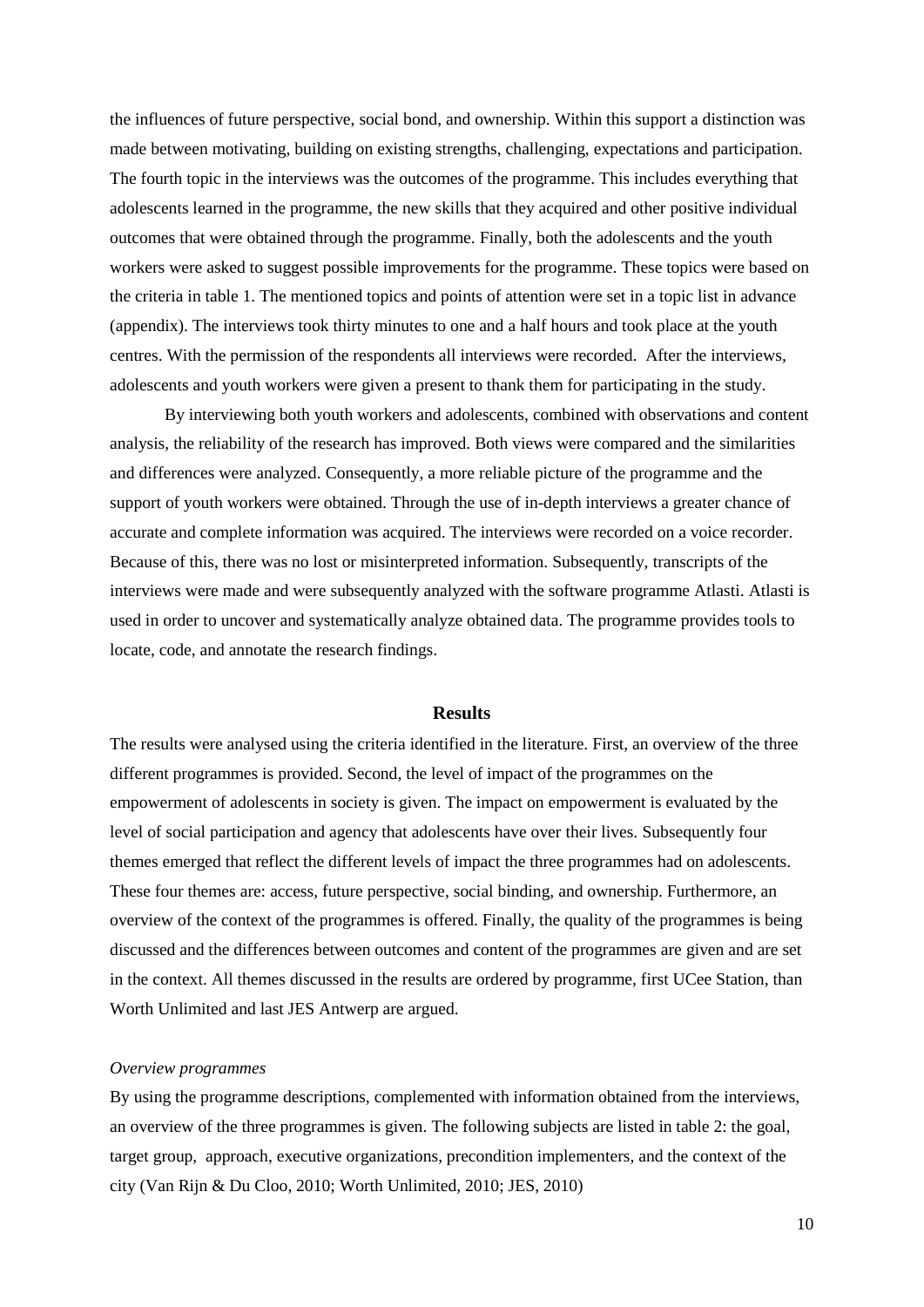the influences of future perspective, social bond, and ownership. Within this support a distinction was made between motivating, building on existing strengths, challenging, expectations and participation. The fourth topic in the interviews was the outcomes of the programme. This includes everything that adolescents learned in the programme, the new skills that they acquired and other positive individual outcomes that were obtained through the programme. Finally, both the adolescents and the youth workers were asked to suggest possible improvements for the programme. These topics were based on the criteria in table 1. The mentioned topics and points of attention were set in a topic list in advance (appendix). The interviews took thirty minutes to one and a half hours and took place at the youth centres. With the permission of the respondents all interviews were recorded. After the interviews, adolescents and youth workers were given a present to thank them for participating in the study.

By interviewing both youth workers and adolescents, combined with observations and content analysis, the reliability of the research has improved. Both views were compared and the similarities and differences were analyzed. Consequently, a more reliable picture of the programme and the support of youth workers were obtained. Through the use of in-depth interviews a greater chance of accurate and complete information was acquired. The interviews were recorded on a voice recorder. Because of this, there was no lost or misinterpreted information. Subsequently, transcripts of the interviews were made and were subsequently analyzed with the software programme Atlasti. Atlasti is used in order to uncover and systematically analyze obtained data. The programme provides tools to locate, code, and annotate the research findings.

## Results

The results were analysed using the criteria identified in the literature. First, an overview of the three different programmes is provided. Second, the level of impact of the programmes on the empowerment of adolescents in society is given. The impact on empowerment is evaluated by the level of social participation and agency that adolescents have over their lives. Subsequently four themes emerged that reflect the different levels of impact the three programmes had on adolescents. These four themes are: access, future perspective, social binding, and ownership. Furthermore, an overview of the context of the programmes is offered. Finally, the quality of the programmes is being discussed and the differences between outcomes and content of the programmes are given and are set in the context. All themes discussed in the results are ordered by programme, first UCee Station, than Worth Unlimited and last JES Antwerp are argued.

*Overview programmes*

By using the programme descriptions, complemented with information obtained from the interviews, an overview of the three programmes is given. The following subjects are listed in table 2: the goal, target group, approach, executive organizations, precondition implementers, and the context of the city (Van Rijn & Du Cloo, 2010; Worth Unlimited, 2010; JES, 2010)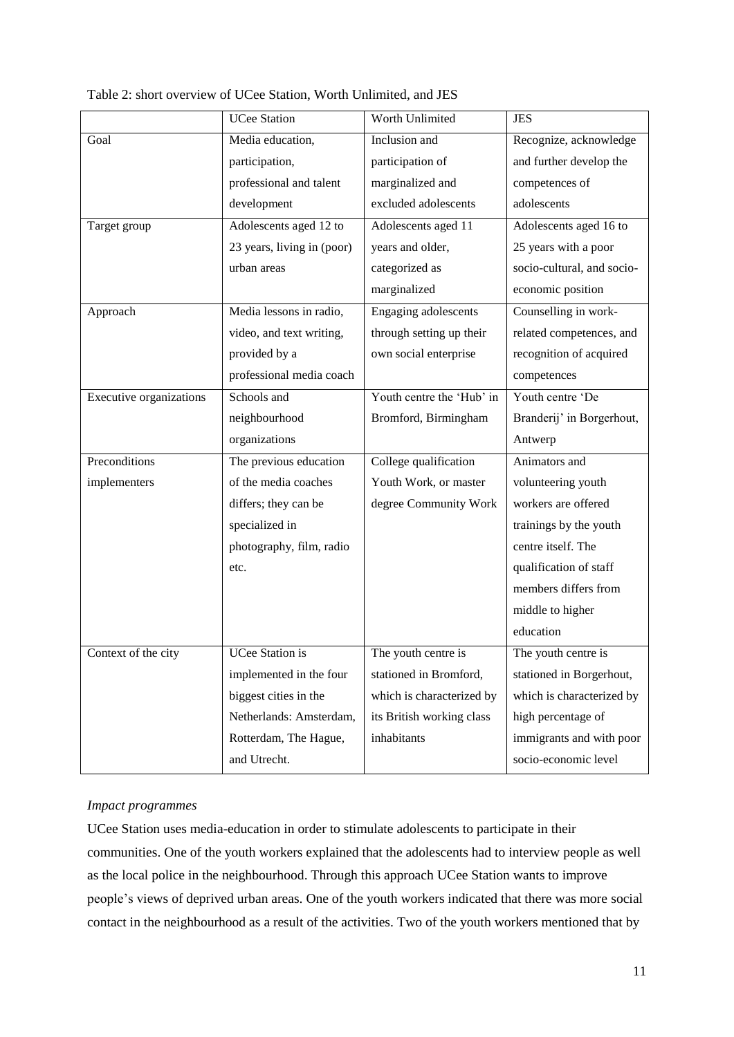Table 2: short overview of UCee Station, Worth Unlimited, and JES

| | UCee Station | Worth Unlimited | JES |
|---|---|---|---|
| Goal | Media education, participation, professional and talent development | Inclusion and participation of marginalized and excluded adolescents | Recognize, acknowledge and further develop the competences of adolescents |
| Target group | Adolescents aged 12 to 23 years, living in (poor) urban areas | Adolescents aged 11 years and older, categorized as marginalized | Adolescents aged 16 to 25 years with a poor socio-cultural, and socio-economic position |
| Approach | Media lessons in radio, video, and text writing, provided by a professional media coach | Engaging adolescents through setting up their own social enterprise | Counselling in work-related competences, and recognition of acquired competences |
| Executive organizations | Schools and neighbourhood organizations | Youth centre the 'Hub' in Bromford, Birmingham | Youth centre 'De Branderij' in Borgerhout, Antwerp |
| Preconditions implementers | The previous education of the media coaches differs; they can be specialized in photography, film, radio etc. | College qualification Youth Work, or master degree Community Work | Animators and volunteering youth workers are offered trainings by the youth centre itself. The qualification of staff members differs from middle to higher education |
| Context of the city | UCee Station is implemented in the four biggest cities in the Netherlands: Amsterdam, Rotterdam, The Hague, and Utrecht. | The youth centre is stationed in Bromford, which is characterized by its British working class inhabitants | The youth centre is stationed in Borgerhout, which is characterized by high percentage of immigrants and with poor socio-economic level |

*Impact programmes*

UCee Station uses media-education in order to stimulate adolescents to participate in their communities. One of the youth workers explained that the adolescents had to interview people as well as the local police in the neighbourhood. Through this approach UCee Station wants to improve people's views of deprived urban areas. One of the youth workers indicated that there was more social contact in the neighbourhood as a result of the activities. Two of the youth workers mentioned that by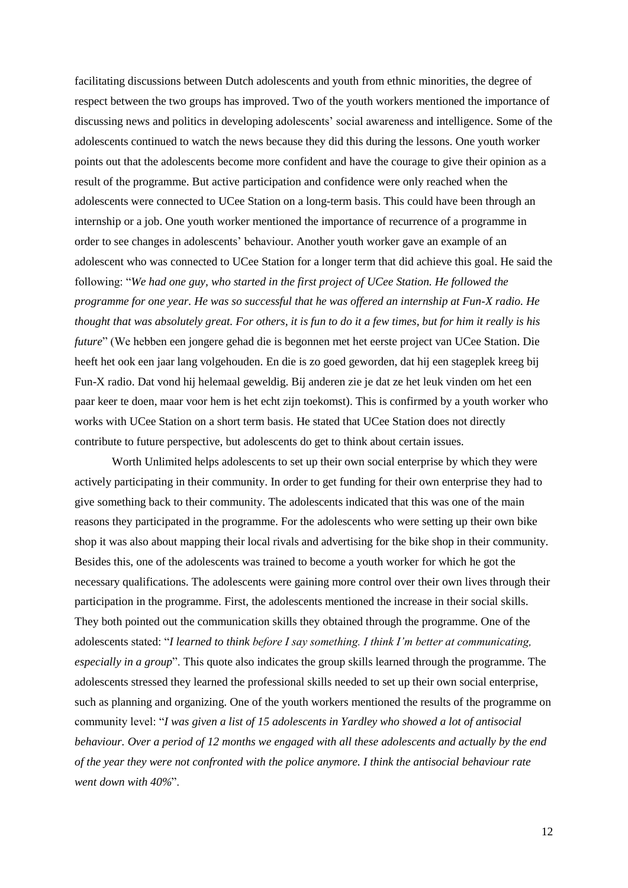facilitating discussions between Dutch adolescents and youth from ethnic minorities, the degree of respect between the two groups has improved. Two of the youth workers mentioned the importance of discussing news and politics in developing adolescents' social awareness and intelligence. Some of the adolescents continued to watch the news because they did this during the lessons. One youth worker points out that the adolescents become more confident and have the courage to give their opinion as a result of the programme. But active participation and confidence were only reached when the adolescents were connected to UCee Station on a long-term basis. This could have been through an internship or a job. One youth worker mentioned the importance of recurrence of a programme in order to see changes in adolescents' behaviour. Another youth worker gave an example of an adolescent who was connected to UCee Station for a longer term that did achieve this goal. He said the following: "*We had one guy, who started in the first project of UCee Station. He followed the programme for one year. He was so successful that he was offered an internship at Fun-X radio. He thought that was absolutely great. For others, it is fun to do it a few times, but for him it really is his future*" (We hebben een jongere gehad die is begonnen met het eerste project van UCee Station. Die heeft het ook een jaar lang volgehouden. En die is zo goed geworden, dat hij een stageplek kreeg bij Fun-X radio. Dat vond hij helemaal geweldig. Bij anderen zie je dat ze het leuk vinden om het een paar keer te doen, maar voor hem is het echt zijn toekomst). This is confirmed by a youth worker who works with UCee Station on a short term basis. He stated that UCee Station does not directly contribute to future perspective, but adolescents do get to think about certain issues.

Worth Unlimited helps adolescents to set up their own social enterprise by which they were actively participating in their community. In order to get funding for their own enterprise they had to give something back to their community. The adolescents indicated that this was one of the main reasons they participated in the programme. For the adolescents who were setting up their own bike shop it was also about mapping their local rivals and advertising for the bike shop in their community. Besides this, one of the adolescents was trained to become a youth worker for which he got the necessary qualifications. The adolescents were gaining more control over their own lives through their participation in the programme. First, the adolescents mentioned the increase in their social skills. They both pointed out the communication skills they obtained through the programme. One of the adolescents stated: "*I learned to think before I say something. I think I'm better at communicating, especially in a group*". This quote also indicates the group skills learned through the programme. The adolescents stressed they learned the professional skills needed to set up their own social enterprise, such as planning and organizing. One of the youth workers mentioned the results of the programme on community level: "*I was given a list of 15 adolescents in Yardley who showed a lot of antisocial behaviour. Over a period of 12 months we engaged with all these adolescents and actually by the end of the year they were not confronted with the police anymore. I think the antisocial behaviour rate went down with 40%*".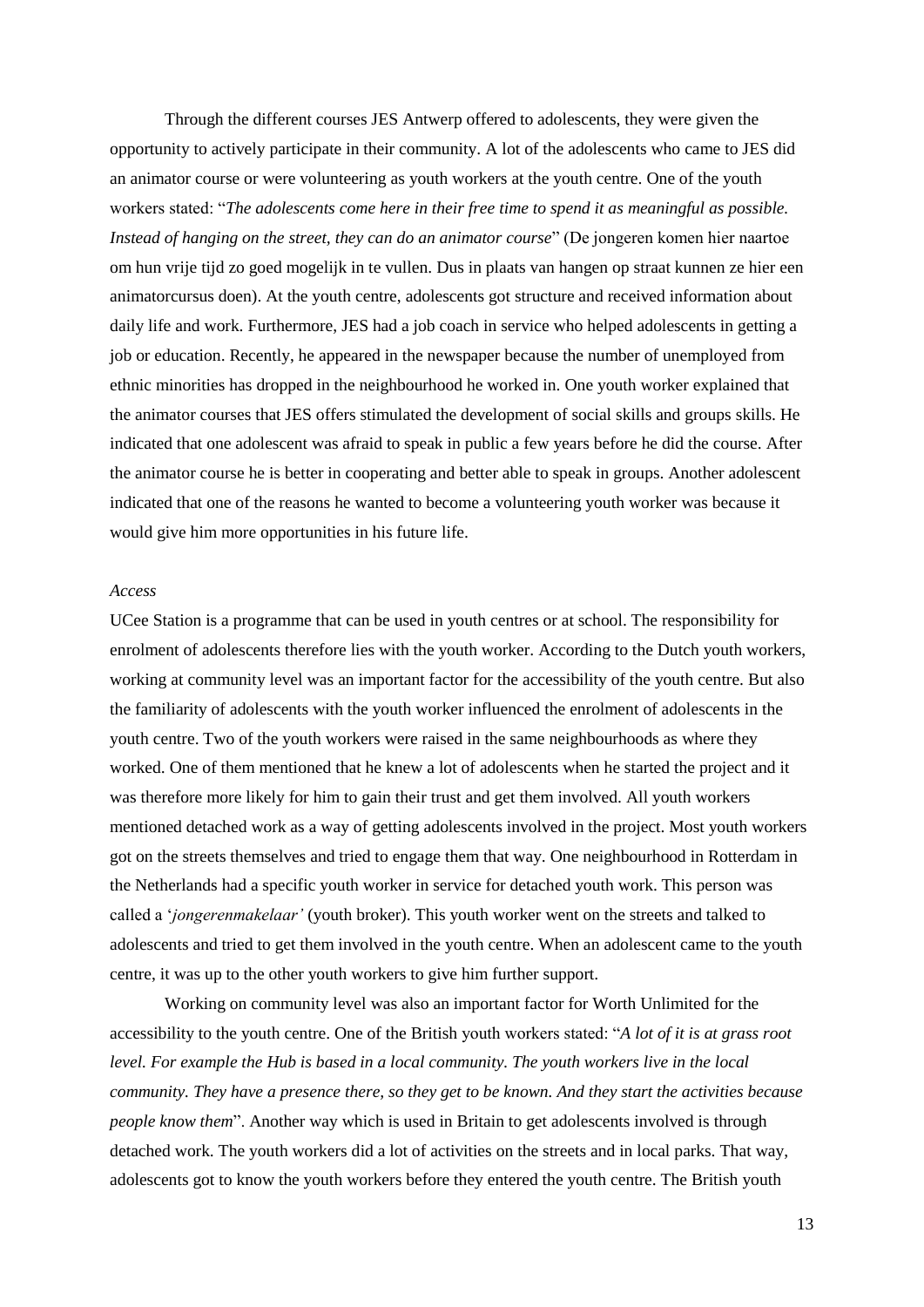Through the different courses JES Antwerp offered to adolescents, they were given the opportunity to actively participate in their community. A lot of the adolescents who came to JES did an animator course or were volunteering as youth workers at the youth centre. One of the youth workers stated: "*The adolescents come here in their free time to spend it as meaningful as possible. Instead of hanging on the street, they can do an animator course*" (De jongeren komen hier naartoe om hun vrije tijd zo goed mogelijk in te vullen. Dus in plaats van hangen op straat kunnen ze hier een animatorcursus doen). At the youth centre, adolescents got structure and received information about daily life and work. Furthermore, JES had a job coach in service who helped adolescents in getting a job or education. Recently, he appeared in the newspaper because the number of unemployed from ethnic minorities has dropped in the neighbourhood he worked in. One youth worker explained that the animator courses that JES offers stimulated the development of social skills and groups skills. He indicated that one adolescent was afraid to speak in public a few years before he did the course. After the animator course he is better in cooperating and better able to speak in groups. Another adolescent indicated that one of the reasons he wanted to become a volunteering youth worker was because it would give him more opportunities in his future life.

*Access*

UCee Station is a programme that can be used in youth centres or at school. The responsibility for enrolment of adolescents therefore lies with the youth worker. According to the Dutch youth workers, working at community level was an important factor for the accessibility of the youth centre. But also the familiarity of adolescents with the youth worker influenced the enrolment of adolescents in the youth centre. Two of the youth workers were raised in the same neighbourhoods as where they worked. One of them mentioned that he knew a lot of adolescents when he started the project and it was therefore more likely for him to gain their trust and get them involved. All youth workers mentioned detached work as a way of getting adolescents involved in the project. Most youth workers got on the streets themselves and tried to engage them that way. One neighbourhood in Rotterdam in the Netherlands had a specific youth worker in service for detached youth work. This person was called a '*jongerenmakelaar'* (youth broker). This youth worker went on the streets and talked to adolescents and tried to get them involved in the youth centre. When an adolescent came to the youth centre, it was up to the other youth workers to give him further support.

Working on community level was also an important factor for Worth Unlimited for the accessibility to the youth centre. One of the British youth workers stated: "*A lot of it is at grass root level. For example the Hub is based in a local community. The youth workers live in the local community. They have a presence there, so they get to be known. And they start the activities because people know them*". Another way which is used in Britain to get adolescents involved is through detached work. The youth workers did a lot of activities on the streets and in local parks. That way, adolescents got to know the youth workers before they entered the youth centre. The British youth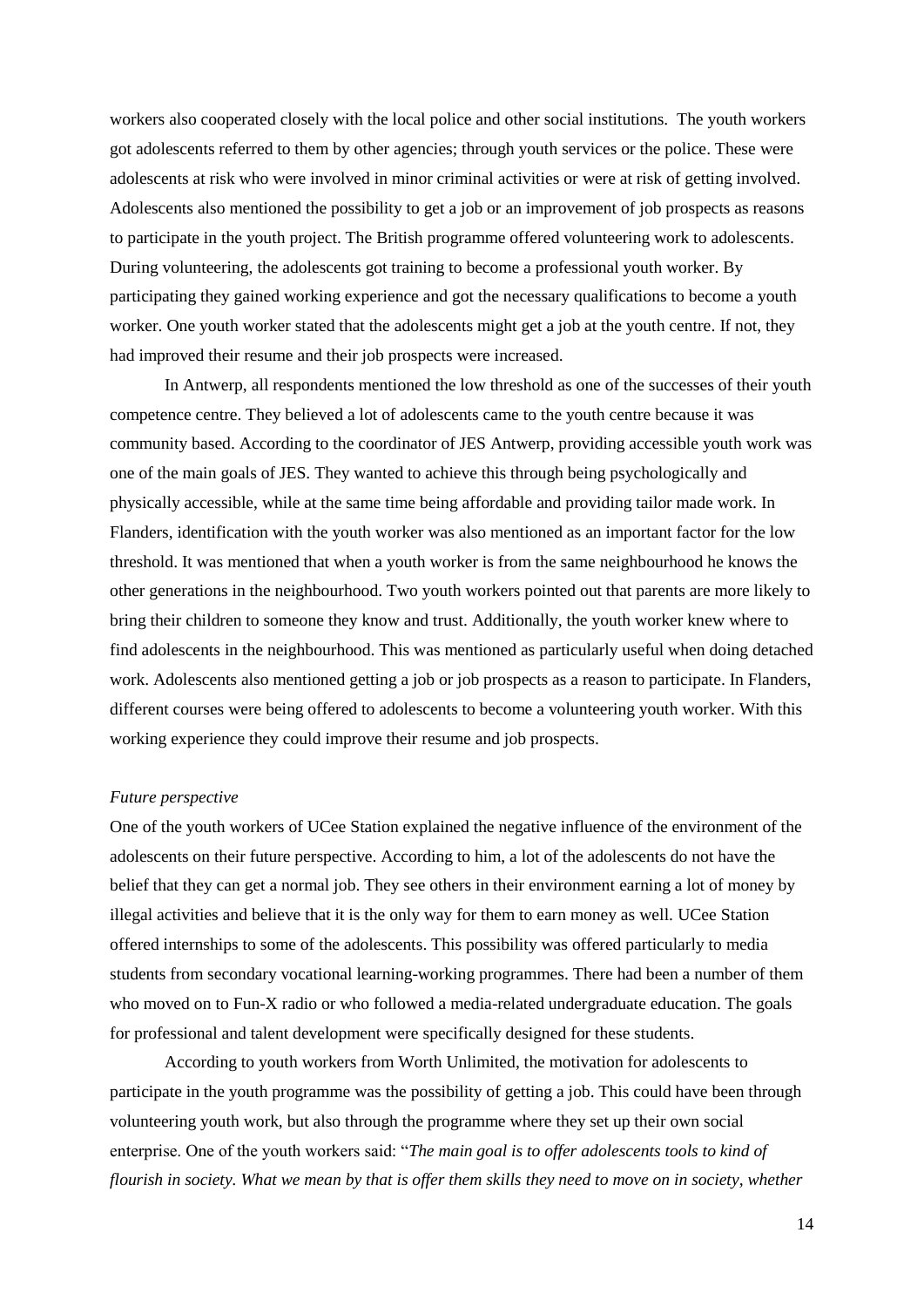workers also cooperated closely with the local police and other social institutions. The youth workers got adolescents referred to them by other agencies; through youth services or the police. These were adolescents at risk who were involved in minor criminal activities or were at risk of getting involved. Adolescents also mentioned the possibility to get a job or an improvement of job prospects as reasons to participate in the youth project. The British programme offered volunteering work to adolescents. During volunteering, the adolescents got training to become a professional youth worker. By participating they gained working experience and got the necessary qualifications to become a youth worker. One youth worker stated that the adolescents might get a job at the youth centre. If not, they had improved their resume and their job prospects were increased.

In Antwerp, all respondents mentioned the low threshold as one of the successes of their youth competence centre. They believed a lot of adolescents came to the youth centre because it was community based. According to the coordinator of JES Antwerp, providing accessible youth work was one of the main goals of JES. They wanted to achieve this through being psychologically and physically accessible, while at the same time being affordable and providing tailor made work. In Flanders, identification with the youth worker was also mentioned as an important factor for the low threshold. It was mentioned that when a youth worker is from the same neighbourhood he knows the other generations in the neighbourhood. Two youth workers pointed out that parents are more likely to bring their children to someone they know and trust. Additionally, the youth worker knew where to find adolescents in the neighbourhood. This was mentioned as particularly useful when doing detached work. Adolescents also mentioned getting a job or job prospects as a reason to participate. In Flanders, different courses were being offered to adolescents to become a volunteering youth worker. With this working experience they could improve their resume and job prospects.

*Future perspective*

One of the youth workers of UCee Station explained the negative influence of the environment of the adolescents on their future perspective. According to him, a lot of the adolescents do not have the belief that they can get a normal job. They see others in their environment earning a lot of money by illegal activities and believe that it is the only way for them to earn money as well. UCee Station offered internships to some of the adolescents. This possibility was offered particularly to media students from secondary vocational learning-working programmes. There had been a number of them who moved on to Fun-X radio or who followed a media-related undergraduate education. The goals for professional and talent development were specifically designed for these students.

According to youth workers from Worth Unlimited, the motivation for adolescents to participate in the youth programme was the possibility of getting a job. This could have been through volunteering youth work, but also through the programme where they set up their own social enterprise. One of the youth workers said: "*The main goal is to offer adolescents tools to kind of flourish in society. What we mean by that is offer them skills they need to move on in society, whether*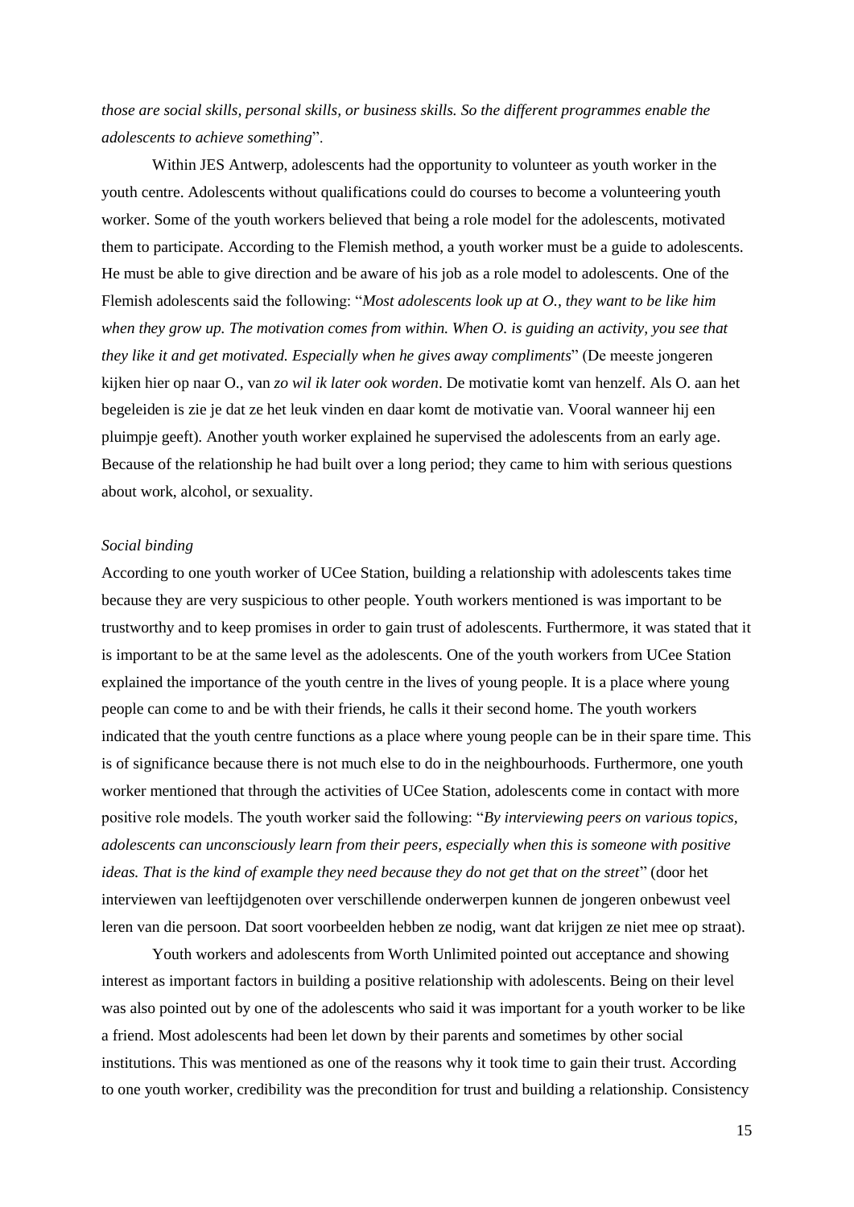*those are social skills, personal skills, or business skills. So the different programmes enable the adolescents to achieve something*".

Within JES Antwerp, adolescents had the opportunity to volunteer as youth worker in the youth centre. Adolescents without qualifications could do courses to become a volunteering youth worker. Some of the youth workers believed that being a role model for the adolescents, motivated them to participate. According to the Flemish method, a youth worker must be a guide to adolescents. He must be able to give direction and be aware of his job as a role model to adolescents. One of the Flemish adolescents said the following: "*Most adolescents look up at O., they want to be like him when they grow up. The motivation comes from within. When O. is guiding an activity, you see that they like it and get motivated. Especially when he gives away compliments*" (De meeste jongeren kijken hier op naar O., van *zo wil ik later ook worden*. De motivatie komt van henzelf. Als O. aan het begeleiden is zie je dat ze het leuk vinden en daar komt de motivatie van. Vooral wanneer hij een pluimpje geeft). Another youth worker explained he supervised the adolescents from an early age. Because of the relationship he had built over a long period; they came to him with serious questions about work, alcohol, or sexuality.

*Social binding*

According to one youth worker of UCee Station, building a relationship with adolescents takes time because they are very suspicious to other people. Youth workers mentioned is was important to be trustworthy and to keep promises in order to gain trust of adolescents. Furthermore, it was stated that it is important to be at the same level as the adolescents. One of the youth workers from UCee Station explained the importance of the youth centre in the lives of young people. It is a place where young people can come to and be with their friends, he calls it their second home. The youth workers indicated that the youth centre functions as a place where young people can be in their spare time. This is of significance because there is not much else to do in the neighbourhoods. Furthermore, one youth worker mentioned that through the activities of UCee Station, adolescents come in contact with more positive role models. The youth worker said the following: "*By interviewing peers on various topics, adolescents can unconsciously learn from their peers, especially when this is someone with positive ideas. That is the kind of example they need because they do not get that on the street*" (door het interviewen van leeftijdgenoten over verschillende onderwerpen kunnen de jongeren onbewust veel leren van die persoon. Dat soort voorbeelden hebben ze nodig, want dat krijgen ze niet mee op straat).

Youth workers and adolescents from Worth Unlimited pointed out acceptance and showing interest as important factors in building a positive relationship with adolescents. Being on their level was also pointed out by one of the adolescents who said it was important for a youth worker to be like a friend. Most adolescents had been let down by their parents and sometimes by other social institutions. This was mentioned as one of the reasons why it took time to gain their trust. According to one youth worker, credibility was the precondition for trust and building a relationship. Consistency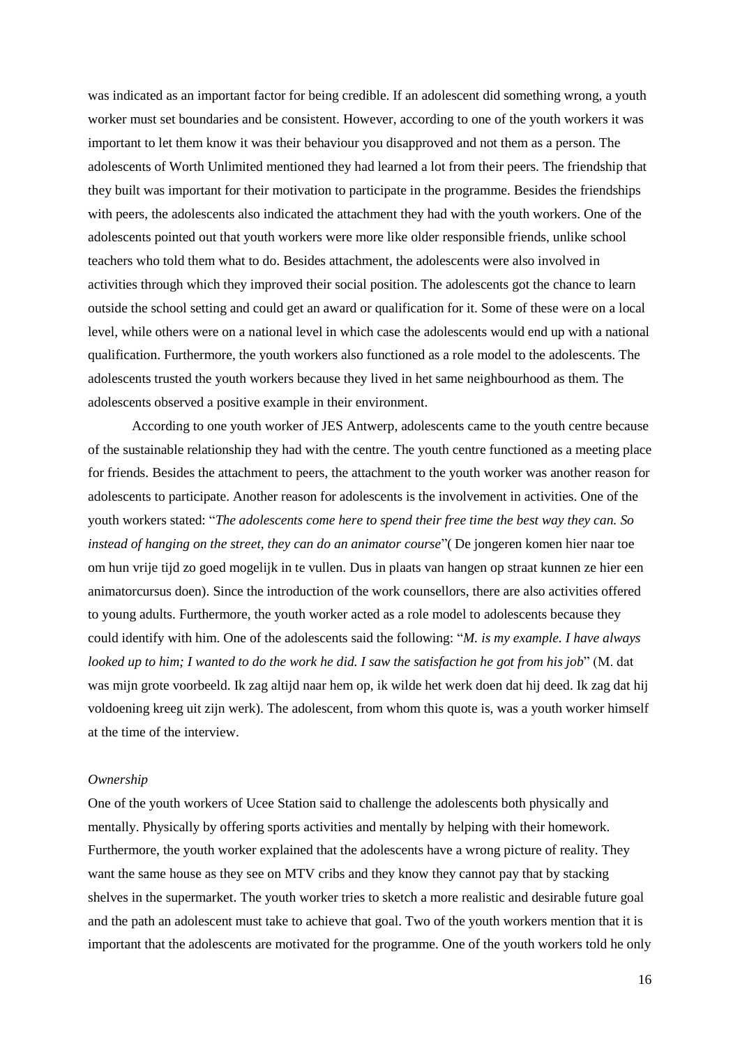was indicated as an important factor for being credible. If an adolescent did something wrong, a youth worker must set boundaries and be consistent. However, according to one of the youth workers it was important to let them know it was their behaviour you disapproved and not them as a person. The adolescents of Worth Unlimited mentioned they had learned a lot from their peers. The friendship that they built was important for their motivation to participate in the programme. Besides the friendships with peers, the adolescents also indicated the attachment they had with the youth workers. One of the adolescents pointed out that youth workers were more like older responsible friends, unlike school teachers who told them what to do. Besides attachment, the adolescents were also involved in activities through which they improved their social position. The adolescents got the chance to learn outside the school setting and could get an award or qualification for it. Some of these were on a local level, while others were on a national level in which case the adolescents would end up with a national qualification. Furthermore, the youth workers also functioned as a role model to the adolescents. The adolescents trusted the youth workers because they lived in het same neighbourhood as them. The adolescents observed a positive example in their environment.

According to one youth worker of JES Antwerp, adolescents came to the youth centre because of the sustainable relationship they had with the centre. The youth centre functioned as a meeting place for friends. Besides the attachment to peers, the attachment to the youth worker was another reason for adolescents to participate. Another reason for adolescents is the involvement in activities. One of the youth workers stated: "*The adolescents come here to spend their free time the best way they can. So instead of hanging on the street, they can do an animator course*"( De jongeren komen hier naar toe om hun vrije tijd zo goed mogelijk in te vullen. Dus in plaats van hangen op straat kunnen ze hier een animatorcursus doen). Since the introduction of the work counsellors, there are also activities offered to young adults. Furthermore, the youth worker acted as a role model to adolescents because they could identify with him. One of the adolescents said the following: "*M. is my example. I have always looked up to him; I wanted to do the work he did. I saw the satisfaction he got from his job*" (M. dat was mijn grote voorbeeld. Ik zag altijd naar hem op, ik wilde het werk doen dat hij deed. Ik zag dat hij voldoening kreeg uit zijn werk). The adolescent, from whom this quote is, was a youth worker himself at the time of the interview.

*Ownership*

One of the youth workers of Ucee Station said to challenge the adolescents both physically and mentally. Physically by offering sports activities and mentally by helping with their homework. Furthermore, the youth worker explained that the adolescents have a wrong picture of reality. They want the same house as they see on MTV cribs and they know they cannot pay that by stacking shelves in the supermarket. The youth worker tries to sketch a more realistic and desirable future goal and the path an adolescent must take to achieve that goal. Two of the youth workers mention that it is important that the adolescents are motivated for the programme. One of the youth workers told he only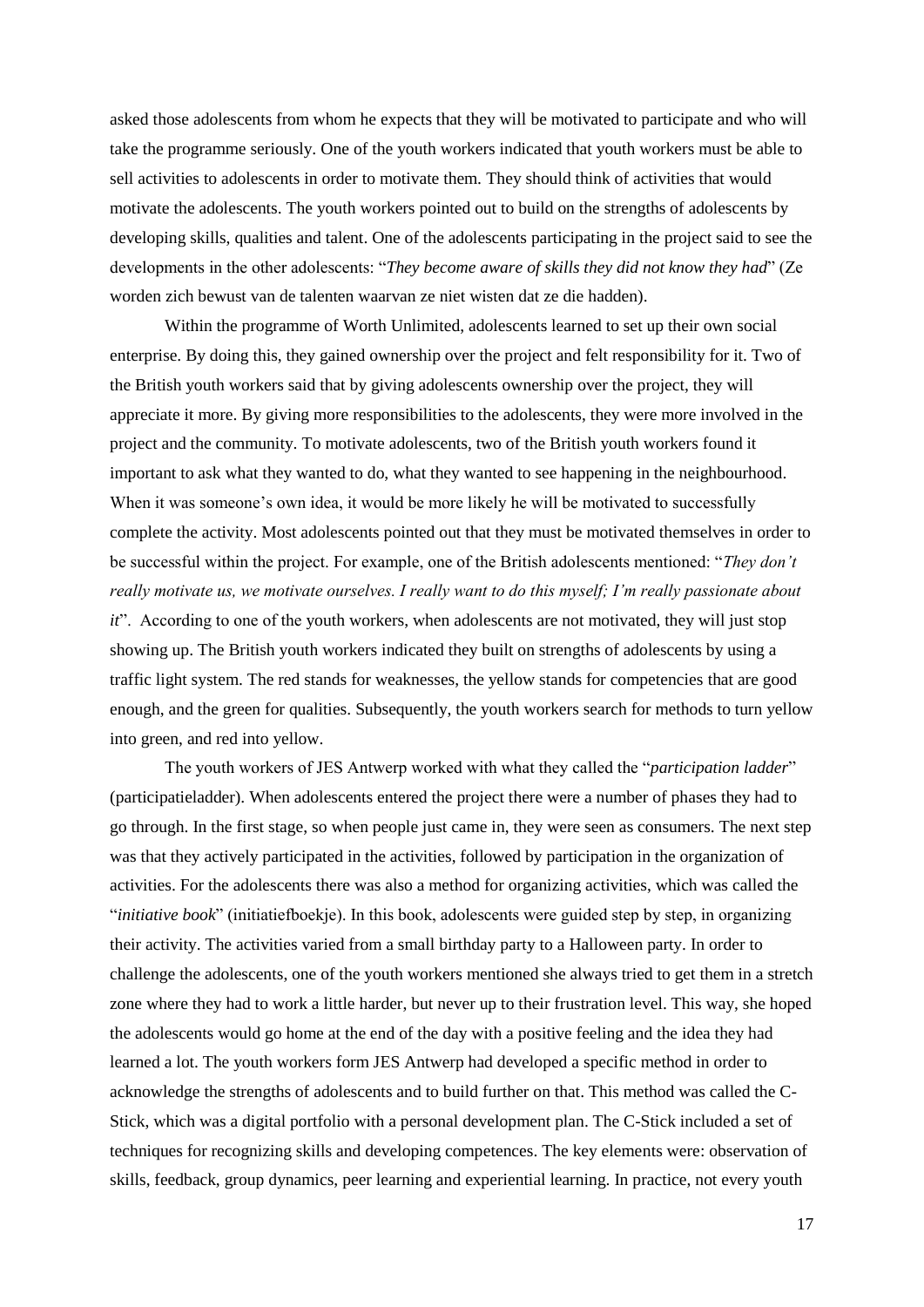asked those adolescents from whom he expects that they will be motivated to participate and who will take the programme seriously. One of the youth workers indicated that youth workers must be able to sell activities to adolescents in order to motivate them. They should think of activities that would motivate the adolescents. The youth workers pointed out to build on the strengths of adolescents by developing skills, qualities and talent. One of the adolescents participating in the project said to see the developments in the other adolescents: "*They become aware of skills they did not know they had*" (Ze worden zich bewust van de talenten waarvan ze niet wisten dat ze die hadden).

Within the programme of Worth Unlimited, adolescents learned to set up their own social enterprise. By doing this, they gained ownership over the project and felt responsibility for it. Two of the British youth workers said that by giving adolescents ownership over the project, they will appreciate it more. By giving more responsibilities to the adolescents, they were more involved in the project and the community. To motivate adolescents, two of the British youth workers found it important to ask what they wanted to do, what they wanted to see happening in the neighbourhood. When it was someone's own idea, it would be more likely he will be motivated to successfully complete the activity. Most adolescents pointed out that they must be motivated themselves in order to be successful within the project. For example, one of the British adolescents mentioned: "*They don't really motivate us, we motivate ourselves. I really want to do this myself; I'm really passionate about it*". According to one of the youth workers, when adolescents are not motivated, they will just stop showing up. The British youth workers indicated they built on strengths of adolescents by using a traffic light system. The red stands for weaknesses, the yellow stands for competencies that are good enough, and the green for qualities. Subsequently, the youth workers search for methods to turn yellow into green, and red into yellow.

The youth workers of JES Antwerp worked with what they called the "*participation ladder*" (participatieladder). When adolescents entered the project there were a number of phases they had to go through. In the first stage, so when people just came in, they were seen as consumers. The next step was that they actively participated in the activities, followed by participation in the organization of activities. For the adolescents there was also a method for organizing activities, which was called the "*initiative book*" (initiatiefboekje). In this book, adolescents were guided step by step, in organizing their activity. The activities varied from a small birthday party to a Halloween party. In order to challenge the adolescents, one of the youth workers mentioned she always tried to get them in a stretch zone where they had to work a little harder, but never up to their frustration level. This way, she hoped the adolescents would go home at the end of the day with a positive feeling and the idea they had learned a lot. The youth workers form JES Antwerp had developed a specific method in order to acknowledge the strengths of adolescents and to build further on that. This method was called the C-Stick, which was a digital portfolio with a personal development plan. The C-Stick included a set of techniques for recognizing skills and developing competences. The key elements were: observation of skills, feedback, group dynamics, peer learning and experiential learning. In practice, not every youth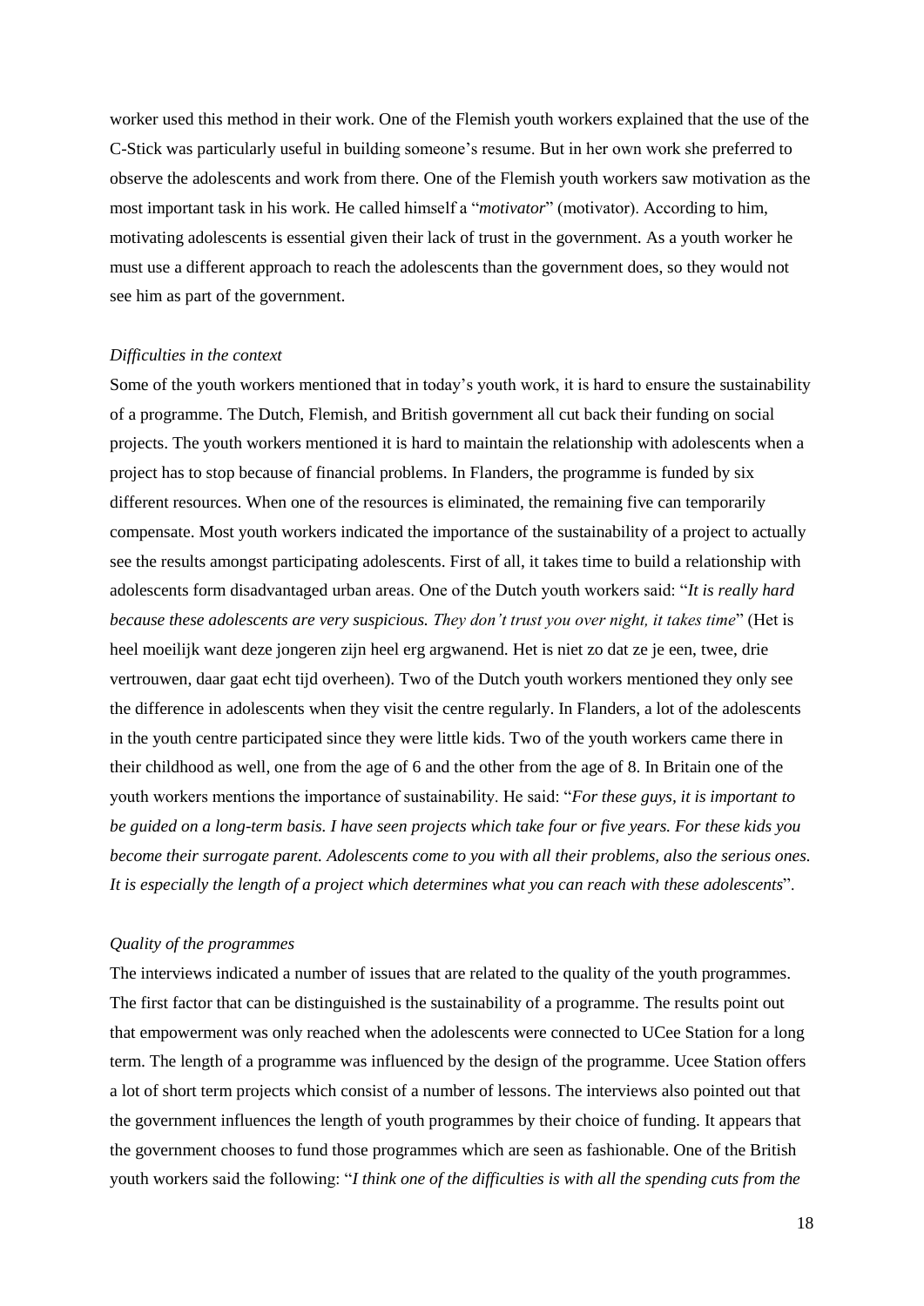worker used this method in their work. One of the Flemish youth workers explained that the use of the C-Stick was particularly useful in building someone's resume. But in her own work she preferred to observe the adolescents and work from there. One of the Flemish youth workers saw motivation as the most important task in his work. He called himself a "*motivator*" (motivator). According to him, motivating adolescents is essential given their lack of trust in the government. As a youth worker he must use a different approach to reach the adolescents than the government does, so they would not see him as part of the government.

*Difficulties in the context*

Some of the youth workers mentioned that in today's youth work, it is hard to ensure the sustainability of a programme. The Dutch, Flemish, and British government all cut back their funding on social projects. The youth workers mentioned it is hard to maintain the relationship with adolescents when a project has to stop because of financial problems. In Flanders, the programme is funded by six different resources. When one of the resources is eliminated, the remaining five can temporarily compensate. Most youth workers indicated the importance of the sustainability of a project to actually see the results amongst participating adolescents. First of all, it takes time to build a relationship with adolescents form disadvantaged urban areas. One of the Dutch youth workers said: "*It is really hard because these adolescents are very suspicious. They don't trust you over night, it takes time*" (Het is heel moeilijk want deze jongeren zijn heel erg argwanend. Het is niet zo dat ze je een, twee, drie vertrouwen, daar gaat echt tijd overheen). Two of the Dutch youth workers mentioned they only see the difference in adolescents when they visit the centre regularly. In Flanders, a lot of the adolescents in the youth centre participated since they were little kids. Two of the youth workers came there in their childhood as well, one from the age of 6 and the other from the age of 8. In Britain one of the youth workers mentions the importance of sustainability. He said: "*For these guys, it is important to be guided on a long-term basis. I have seen projects which take four or five years. For these kids you become their surrogate parent. Adolescents come to you with all their problems, also the serious ones. It is especially the length of a project which determines what you can reach with these adolescents*".

*Quality of the programmes*

The interviews indicated a number of issues that are related to the quality of the youth programmes. The first factor that can be distinguished is the sustainability of a programme. The results point out that empowerment was only reached when the adolescents were connected to UCee Station for a long term. The length of a programme was influenced by the design of the programme. Ucee Station offers a lot of short term projects which consist of a number of lessons. The interviews also pointed out that the government influences the length of youth programmes by their choice of funding. It appears that the government chooses to fund those programmes which are seen as fashionable. One of the British youth workers said the following: "*I think one of the difficulties is with all the spending cuts from the*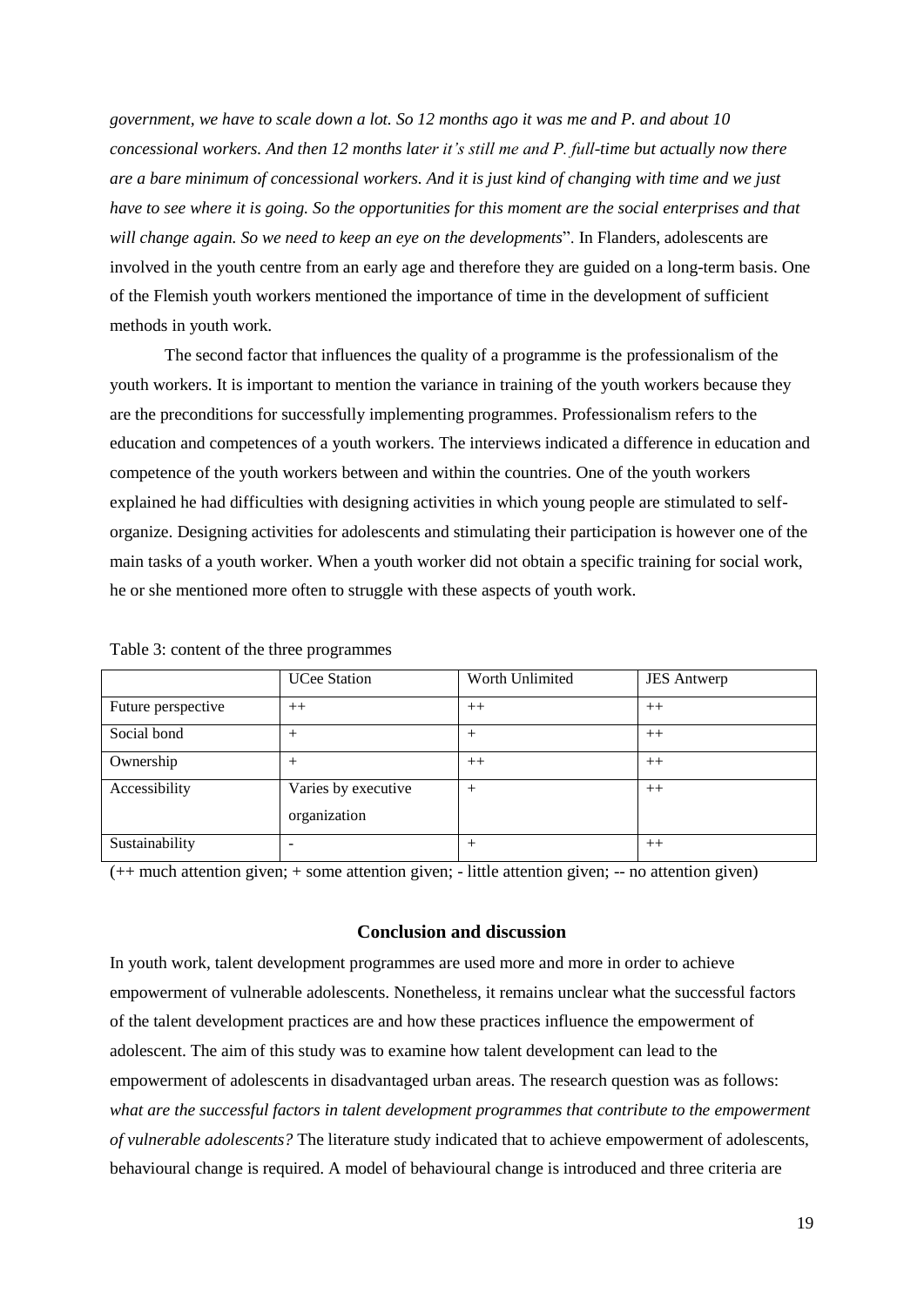*government, we have to scale down a lot. So 12 months ago it was me and P. and about 10 concessional workers. And then 12 months later it's still me and P. full-time but actually now there are a bare minimum of concessional workers. And it is just kind of changing with time and we just have to see where it is going. So the opportunities for this moment are the social enterprises and that will change again. So we need to keep an eye on the developments*". In Flanders, adolescents are involved in the youth centre from an early age and therefore they are guided on a long-term basis. One of the Flemish youth workers mentioned the importance of time in the development of sufficient methods in youth work.

The second factor that influences the quality of a programme is the professionalism of the youth workers. It is important to mention the variance in training of the youth workers because they are the preconditions for successfully implementing programmes. Professionalism refers to the education and competences of a youth workers. The interviews indicated a difference in education and competence of the youth workers between and within the countries. One of the youth workers explained he had difficulties with designing activities in which young people are stimulated to self-organize. Designing activities for adolescents and stimulating their participation is however one of the main tasks of a youth worker. When a youth worker did not obtain a specific training for social work, he or she mentioned more often to struggle with these aspects of youth work.

Table 3: content of the three programmes

| | UCee Station | Worth Unlimited | JES Antwerp |
|---|---|---|---|
| Future perspective | ++ | ++ | ++ |
| Social bond | + | + | ++ |
| Ownership | + | ++ | ++ |
| Accessibility | Varies by executive organization | + | ++ |
| Sustainability | - | + | ++ |

(++ much attention given; + some attention given; - little attention given; -- no attention given)

## Conclusion and discussion

In youth work, talent development programmes are used more and more in order to achieve empowerment of vulnerable adolescents. Nonetheless, it remains unclear what the successful factors of the talent development practices are and how these practices influence the empowerment of adolescent. The aim of this study was to examine how talent development can lead to the empowerment of adolescents in disadvantaged urban areas. The research question was as follows: *what are the successful factors in talent development programmes that contribute to the empowerment of vulnerable adolescents?* The literature study indicated that to achieve empowerment of adolescents, behavioural change is required. A model of behavioural change is introduced and three criteria are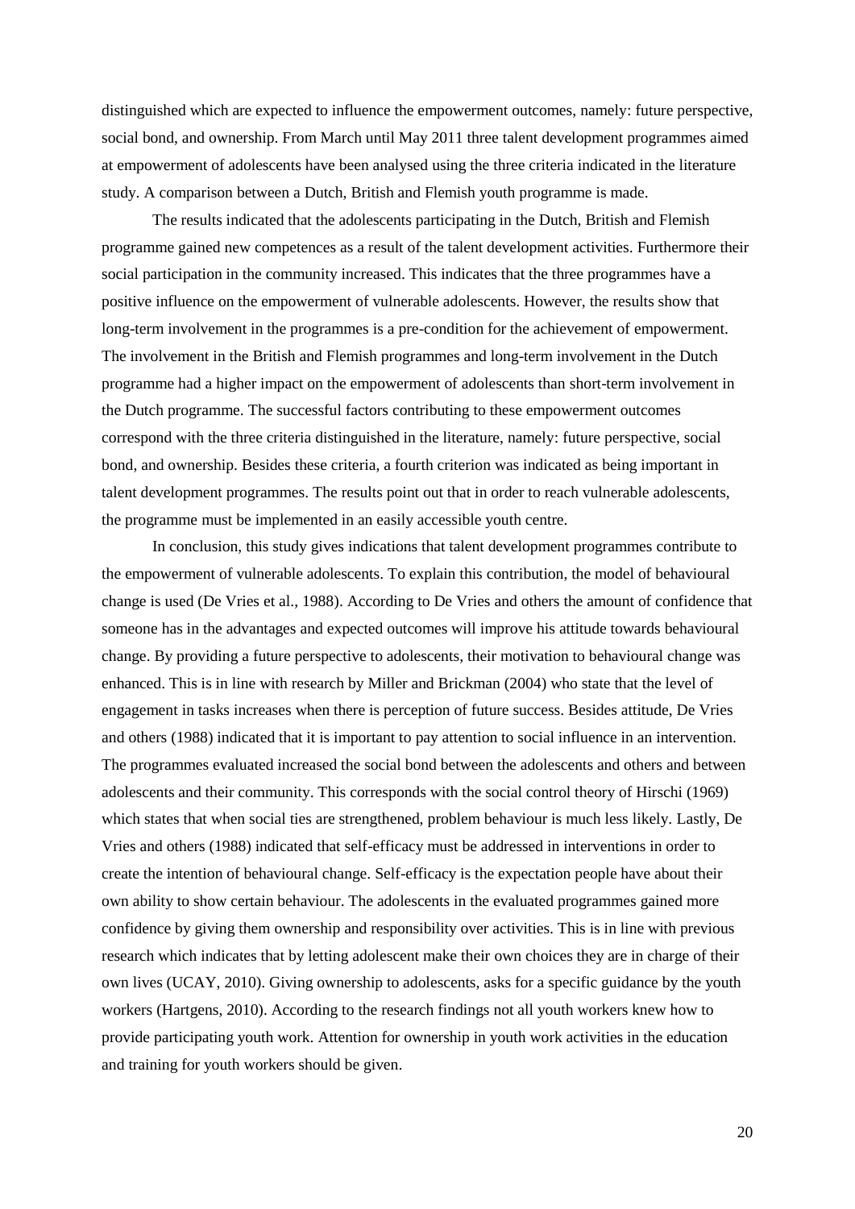distinguished which are expected to influence the empowerment outcomes, namely: future perspective, social bond, and ownership. From March until May 2011 three talent development programmes aimed at empowerment of adolescents have been analysed using the three criteria indicated in the literature study. A comparison between a Dutch, British and Flemish youth programme is made.

The results indicated that the adolescents participating in the Dutch, British and Flemish programme gained new competences as a result of the talent development activities. Furthermore their social participation in the community increased. This indicates that the three programmes have a positive influence on the empowerment of vulnerable adolescents. However, the results show that long-term involvement in the programmes is a pre-condition for the achievement of empowerment. The involvement in the British and Flemish programmes and long-term involvement in the Dutch programme had a higher impact on the empowerment of adolescents than short-term involvement in the Dutch programme. The successful factors contributing to these empowerment outcomes correspond with the three criteria distinguished in the literature, namely: future perspective, social bond, and ownership. Besides these criteria, a fourth criterion was indicated as being important in talent development programmes. The results point out that in order to reach vulnerable adolescents, the programme must be implemented in an easily accessible youth centre.

In conclusion, this study gives indications that talent development programmes contribute to the empowerment of vulnerable adolescents. To explain this contribution, the model of behavioural change is used (De Vries et al., 1988). According to De Vries and others the amount of confidence that someone has in the advantages and expected outcomes will improve his attitude towards behavioural change. By providing a future perspective to adolescents, their motivation to behavioural change was enhanced. This is in line with research by Miller and Brickman (2004) who state that the level of engagement in tasks increases when there is perception of future success. Besides attitude, De Vries and others (1988) indicated that it is important to pay attention to social influence in an intervention. The programmes evaluated increased the social bond between the adolescents and others and between adolescents and their community. This corresponds with the social control theory of Hirschi (1969) which states that when social ties are strengthened, problem behaviour is much less likely. Lastly, De Vries and others (1988) indicated that self-efficacy must be addressed in interventions in order to create the intention of behavioural change. Self-efficacy is the expectation people have about their own ability to show certain behaviour. The adolescents in the evaluated programmes gained more confidence by giving them ownership and responsibility over activities. This is in line with previous research which indicates that by letting adolescent make their own choices they are in charge of their own lives (UCAY, 2010). Giving ownership to adolescents, asks for a specific guidance by the youth workers (Hartgens, 2010). According to the research findings not all youth workers knew how to provide participating youth work. Attention for ownership in youth work activities in the education and training for youth workers should be given.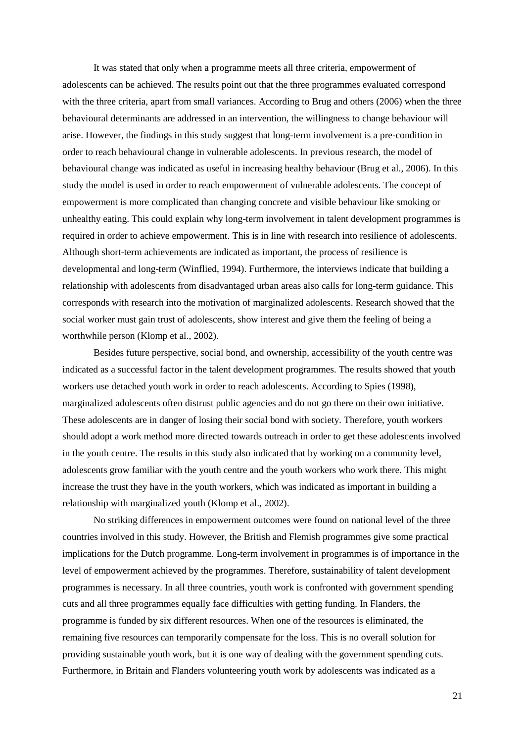It was stated that only when a programme meets all three criteria, empowerment of adolescents can be achieved. The results point out that the three programmes evaluated correspond with the three criteria, apart from small variances. According to Brug and others (2006) when the three behavioural determinants are addressed in an intervention, the willingness to change behaviour will arise. However, the findings in this study suggest that long-term involvement is a pre-condition in order to reach behavioural change in vulnerable adolescents. In previous research, the model of behavioural change was indicated as useful in increasing healthy behaviour (Brug et al., 2006). In this study the model is used in order to reach empowerment of vulnerable adolescents. The concept of empowerment is more complicated than changing concrete and visible behaviour like smoking or unhealthy eating. This could explain why long-term involvement in talent development programmes is required in order to achieve empowerment. This is in line with research into resilience of adolescents. Although short-term achievements are indicated as important, the process of resilience is developmental and long-term (Winflied, 1994). Furthermore, the interviews indicate that building a relationship with adolescents from disadvantaged urban areas also calls for long-term guidance. This corresponds with research into the motivation of marginalized adolescents. Research showed that the social worker must gain trust of adolescents, show interest and give them the feeling of being a worthwhile person (Klomp et al., 2002).

Besides future perspective, social bond, and ownership, accessibility of the youth centre was indicated as a successful factor in the talent development programmes. The results showed that youth workers use detached youth work in order to reach adolescents. According to Spies (1998), marginalized adolescents often distrust public agencies and do not go there on their own initiative. These adolescents are in danger of losing their social bond with society. Therefore, youth workers should adopt a work method more directed towards outreach in order to get these adolescents involved in the youth centre. The results in this study also indicated that by working on a community level, adolescents grow familiar with the youth centre and the youth workers who work there. This might increase the trust they have in the youth workers, which was indicated as important in building a relationship with marginalized youth (Klomp et al., 2002).

No striking differences in empowerment outcomes were found on national level of the three countries involved in this study. However, the British and Flemish programmes give some practical implications for the Dutch programme. Long-term involvement in programmes is of importance in the level of empowerment achieved by the programmes. Therefore, sustainability of talent development programmes is necessary. In all three countries, youth work is confronted with government spending cuts and all three programmes equally face difficulties with getting funding. In Flanders, the programme is funded by six different resources. When one of the resources is eliminated, the remaining five resources can temporarily compensate for the loss. This is no overall solution for providing sustainable youth work, but it is one way of dealing with the government spending cuts. Furthermore, in Britain and Flanders volunteering youth work by adolescents was indicated as a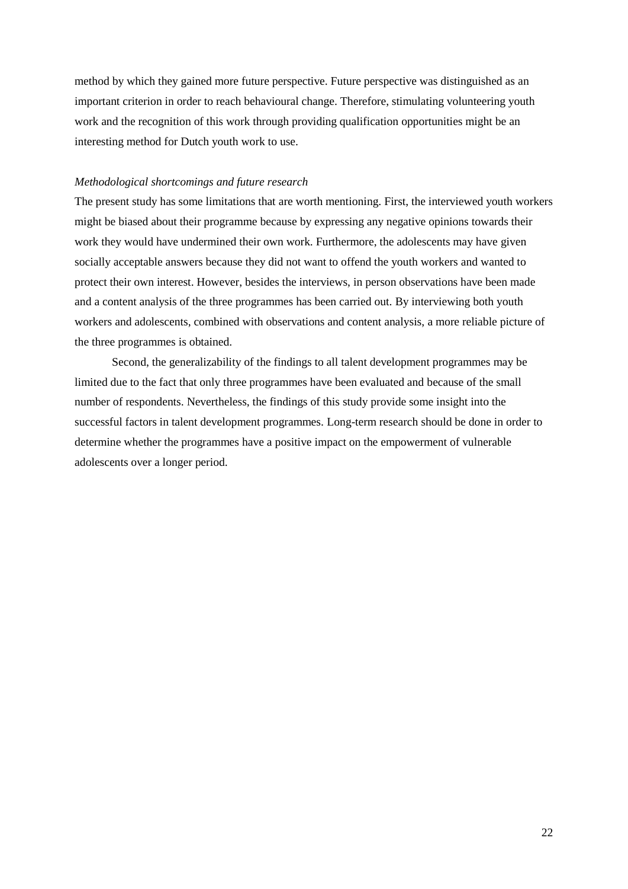method by which they gained more future perspective. Future perspective was distinguished as an important criterion in order to reach behavioural change. Therefore, stimulating volunteering youth work and the recognition of this work through providing qualification opportunities might be an interesting method for Dutch youth work to use.

*Methodological shortcomings and future research*

The present study has some limitations that are worth mentioning. First, the interviewed youth workers might be biased about their programme because by expressing any negative opinions towards their work they would have undermined their own work. Furthermore, the adolescents may have given socially acceptable answers because they did not want to offend the youth workers and wanted to protect their own interest. However, besides the interviews, in person observations have been made and a content analysis of the three programmes has been carried out. By interviewing both youth workers and adolescents, combined with observations and content analysis, a more reliable picture of the three programmes is obtained.

Second, the generalizability of the findings to all talent development programmes may be limited due to the fact that only three programmes have been evaluated and because of the small number of respondents. Nevertheless, the findings of this study provide some insight into the successful factors in talent development programmes. Long-term research should be done in order to determine whether the programmes have a positive impact on the empowerment of vulnerable adolescents over a longer period.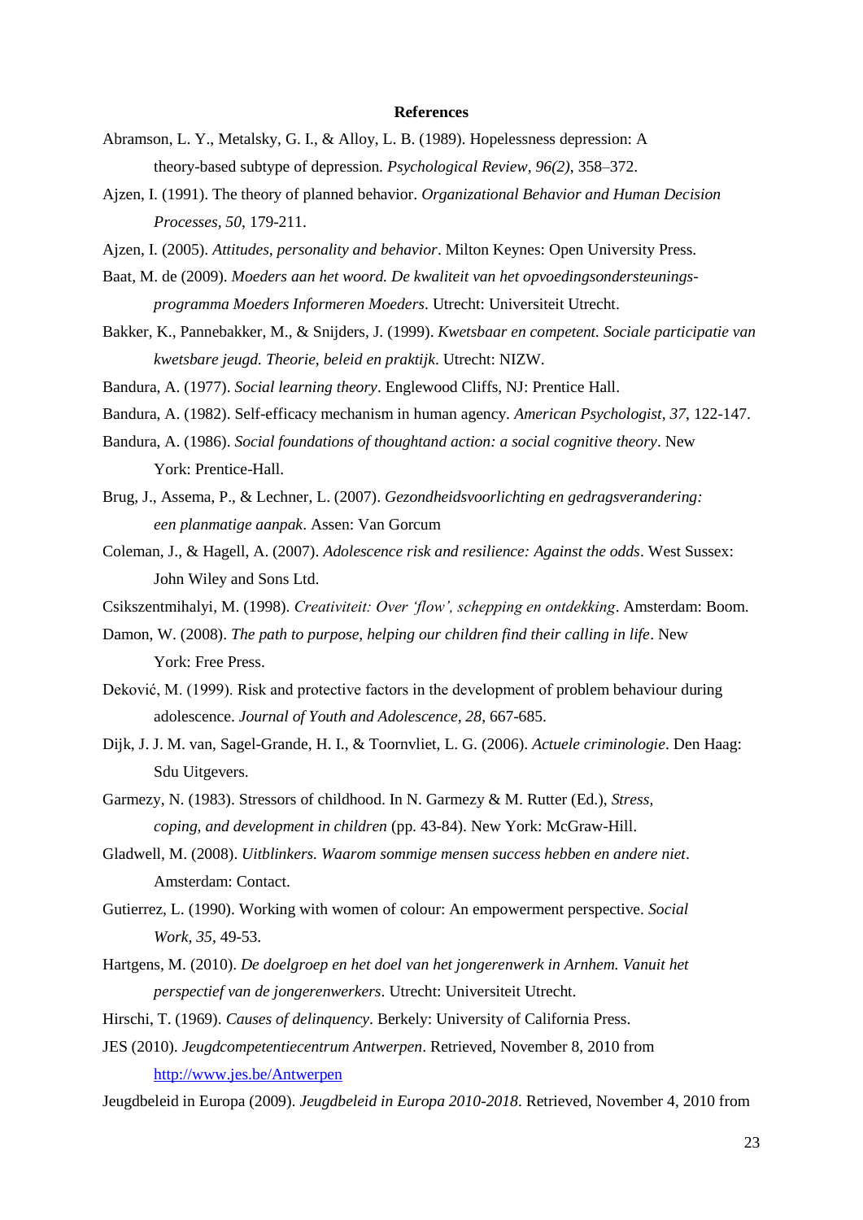**References**

Abramson, L. Y., Metalsky, G. I., & Alloy, L. B. (1989). Hopelessness depression: A theory-based subtype of depression. *Psychological Review, 96(2)*, 358–372.

Ajzen, I. (1991). The theory of planned behavior. *Organizational Behavior and Human Decision Processes*, *50*, 179-211.

Ajzen, I. (2005). *Attitudes, personality and behavior*. Milton Keynes: Open University Press.

Baat, M. de (2009). *Moeders aan het woord. De kwaliteit van het opvoedingsondersteunings-programma Moeders Informeren Moeders*. Utrecht: Universiteit Utrecht.

Bakker, K., Pannebakker, M., & Snijders, J. (1999). *Kwetsbaar en competent. Sociale participatie van kwetsbare jeugd. Theorie, beleid en praktijk*. Utrecht: NIZW.

Bandura, A. (1977). *Social learning theory*. Englewood Cliffs, NJ: Prentice Hall.

Bandura, A. (1982). Self-efficacy mechanism in human agency. *American Psychologist, 37*, 122-147.

Bandura, A. (1986). *Social foundations of thoughtand action: a social cognitive theory*. New York: Prentice-Hall.

Brug, J., Assema, P., & Lechner, L. (2007). *Gezondheidsvoorlichting en gedragsverandering: een planmatige aanpak*. Assen: Van Gorcum

Coleman, J., & Hagell, A. (2007). *Adolescence risk and resilience: Against the odds*. West Sussex: John Wiley and Sons Ltd.

Csikszentmihalyi, M. (1998). *Creativiteit: Over 'flow', schepping en ontdekking*. Amsterdam: Boom.

Damon, W. (2008). *The path to purpose, helping our children find their calling in life*. New York: Free Press.

Deković, M. (1999). Risk and protective factors in the development of problem behaviour during adolescence. *Journal of Youth and Adolescence, 28*, 667-685.

Dijk, J. J. M. van, Sagel-Grande, H. I., & Toornvliet, L. G. (2006). *Actuele criminologie*. Den Haag: Sdu Uitgevers.

Garmezy, N. (1983). Stressors of childhood. In N. Garmezy & M. Rutter (Ed.), *Stress, coping, and development in children* (pp. 43-84). New York: McGraw-Hill.

Gladwell, M. (2008). *Uitblinkers. Waarom sommige mensen success hebben en andere niet*. Amsterdam: Contact.

Gutierrez, L. (1990). Working with women of colour: An empowerment perspective. *Social Work, 35*, 49-53.

Hartgens, M. (2010). *De doelgroep en het doel van het jongerenwerk in Arnhem. Vanuit het perspectief van de jongerenwerkers*. Utrecht: Universiteit Utrecht.

Hirschi, T. (1969). *Causes of delinquency*. Berkely: University of California Press.

JES (2010). *Jeugdcompetentiecentrum Antwerpen*. Retrieved, November 8, 2010 from http://www.jes.be/Antwerpen

Jeugdbeleid in Europa (2009). *Jeugdbeleid in Europa 2010-2018*. Retrieved, November 4, 2010 from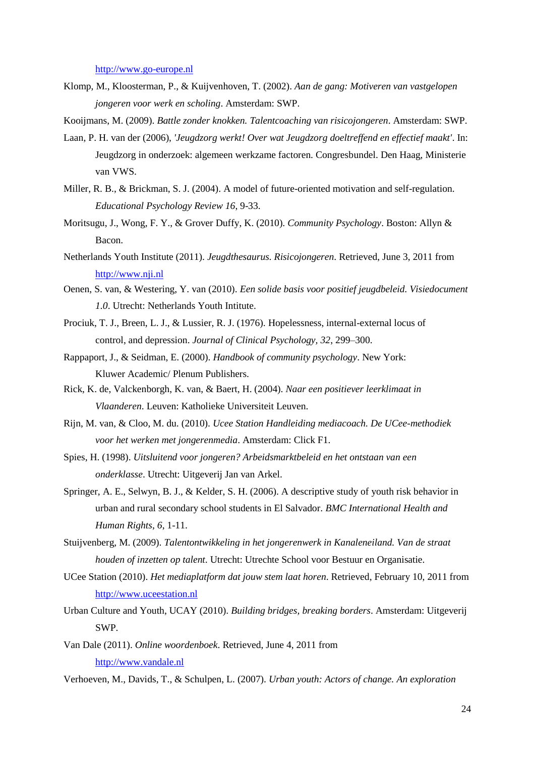http://www.go-europe.nl

Klomp, M., Kloosterman, P., & Kuijvenhoven, T. (2002). *Aan de gang: Motiveren van vastgelopen jongeren voor werk en scholing*. Amsterdam: SWP.

Kooijmans, M. (2009). *Battle zonder knokken. Talentcoaching van risicojongeren*. Amsterdam: SWP.

Laan, P. H. van der (2006), *'Jeugdzorg werkt! Over wat Jeugdzorg doeltreffend en effectief maakt'*. In: Jeugdzorg in onderzoek: algemeen werkzame factoren. Congresbundel. Den Haag, Ministerie van VWS.

Miller, R. B., & Brickman, S. J. (2004). A model of future-oriented motivation and self-regulation. *Educational Psychology Review 16*, 9-33.

Moritsugu, J., Wong, F. Y., & Grover Duffy, K. (2010). *Community Psychology*. Boston: Allyn & Bacon.

Netherlands Youth Institute (2011). *Jeugdthesaurus. Risicojongeren*. Retrieved, June 3, 2011 from http://www.nji.nl

Oenen, S. van, & Westering, Y. van (2010). *Een solide basis voor positief jeugdbeleid. Visiedocument 1.0*. Utrecht: Netherlands Youth Intitute.

Prociuk, T. J., Breen, L. J., & Lussier, R. J. (1976). Hopelessness, internal-external locus of control, and depression. *Journal of Clinical Psychology, 32*, 299–300.

Rappaport, J., & Seidman, E. (2000). *Handbook of community psychology*. New York: Kluwer Academic/ Plenum Publishers.

Rick, K. de, Valckenborgh, K. van, & Baert, H. (2004). *Naar een positiever leerklimaat in Vlaanderen*. Leuven: Katholieke Universiteit Leuven.

Rijn, M. van, & Cloo, M. du. (2010). *Ucee Station Handleiding mediacoach. De UCee-methodiek voor het werken met jongerenmedia*. Amsterdam: Click F1.

Spies, H. (1998). *Uitsluitend voor jongeren? Arbeidsmarktbeleid en het ontstaan van een onderklasse*. Utrecht: Uitgeverij Jan van Arkel.

Springer, A. E., Selwyn, B. J., & Kelder, S. H. (2006). A descriptive study of youth risk behavior in urban and rural secondary school students in El Salvador. *BMC International Health and Human Rights, 6*, 1-11.

Stuijvenberg, M. (2009). *Talentontwikkeling in het jongerenwerk in Kanaleneiland. Van de straat houden of inzetten op talent*. Utrecht: Utrechte School voor Bestuur en Organisatie.

UCee Station (2010). *Het mediaplatform dat jouw stem laat horen*. Retrieved, February 10, 2011 from http://www.uceestation.nl

Urban Culture and Youth, UCAY (2010). *Building bridges, breaking borders*. Amsterdam: Uitgeverij SWP.

Van Dale (2011). *Online woordenboek*. Retrieved, June 4, 2011 from http://www.vandale.nl

Verhoeven, M., Davids, T., & Schulpen, L. (2007). *Urban youth: Actors of change. An exploration*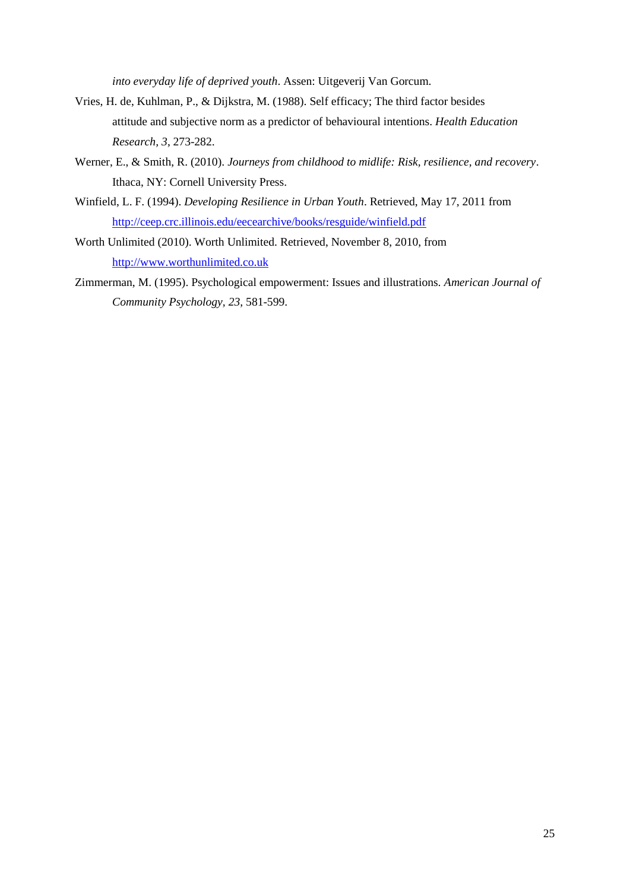*into everyday life of deprived youth*. Assen: Uitgeverij Van Gorcum.

Vries, H. de, Kuhlman, P., & Dijkstra, M. (1988). Self efficacy; The third factor besides attitude and subjective norm as a predictor of behavioural intentions. *Health Education Research, 3*, 273-282.

Werner, E., & Smith, R. (2010). *Journeys from childhood to midlife: Risk, resilience, and recovery*. Ithaca, NY: Cornell University Press.

Winfield, L. F. (1994). *Developing Resilience in Urban Youth*. Retrieved, May 17, 2011 from http://ceep.crc.illinois.edu/eecearchive/books/resguide/winfield.pdf

Worth Unlimited (2010). Worth Unlimited. Retrieved, November 8, 2010, from http://www.worthunlimited.co.uk

Zimmerman, M. (1995). Psychological empowerment: Issues and illustrations. *American Journal of Community Psychology, 23*, 581-599.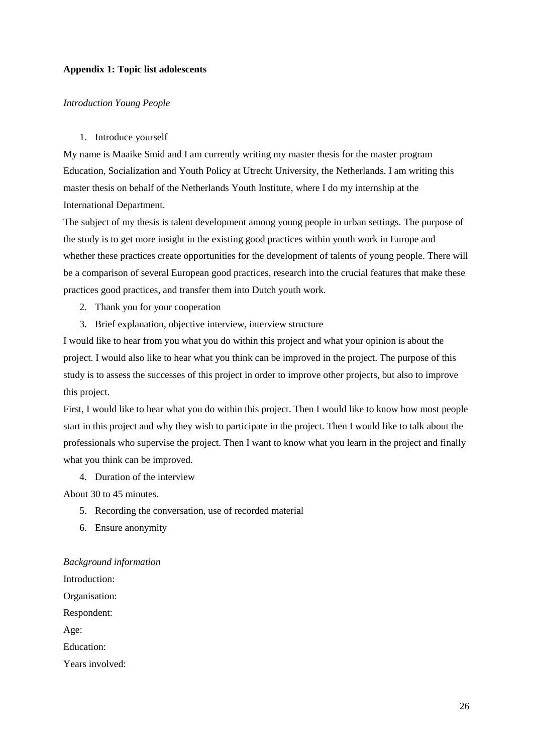**Appendix 1: Topic list adolescents**

*Introduction Young People*

1. Introduce yourself

My name is Maaike Smid and I am currently writing my master thesis for the master program Education, Socialization and Youth Policy at Utrecht University, the Netherlands. I am writing this master thesis on behalf of the Netherlands Youth Institute, where I do my internship at the International Department.

The subject of my thesis is talent development among young people in urban settings. The purpose of the study is to get more insight in the existing good practices within youth work in Europe and whether these practices create opportunities for the development of talents of young people. There will be a comparison of several European good practices, research into the crucial features that make these practices good practices, and transfer them into Dutch youth work.

2. Thank you for your cooperation
3. Brief explanation, objective interview, interview structure

I would like to hear from you what you do within this project and what your opinion is about the project. I would also like to hear what you think can be improved in the project. The purpose of this study is to assess the successes of this project in order to improve other projects, but also to improve this project.

First, I would like to hear what you do within this project. Then I would like to know how most people start in this project and why they wish to participate in the project. Then I would like to talk about the professionals who supervise the project. Then I want to know what you learn in the project and finally what you think can be improved.

4. Duration of the interview

About 30 to 45 minutes.

5. Recording the conversation, use of recorded material
6. Ensure anonymity

*Background information*

Introduction:

Organisation:

Respondent:

Age:

Education:

Years involved: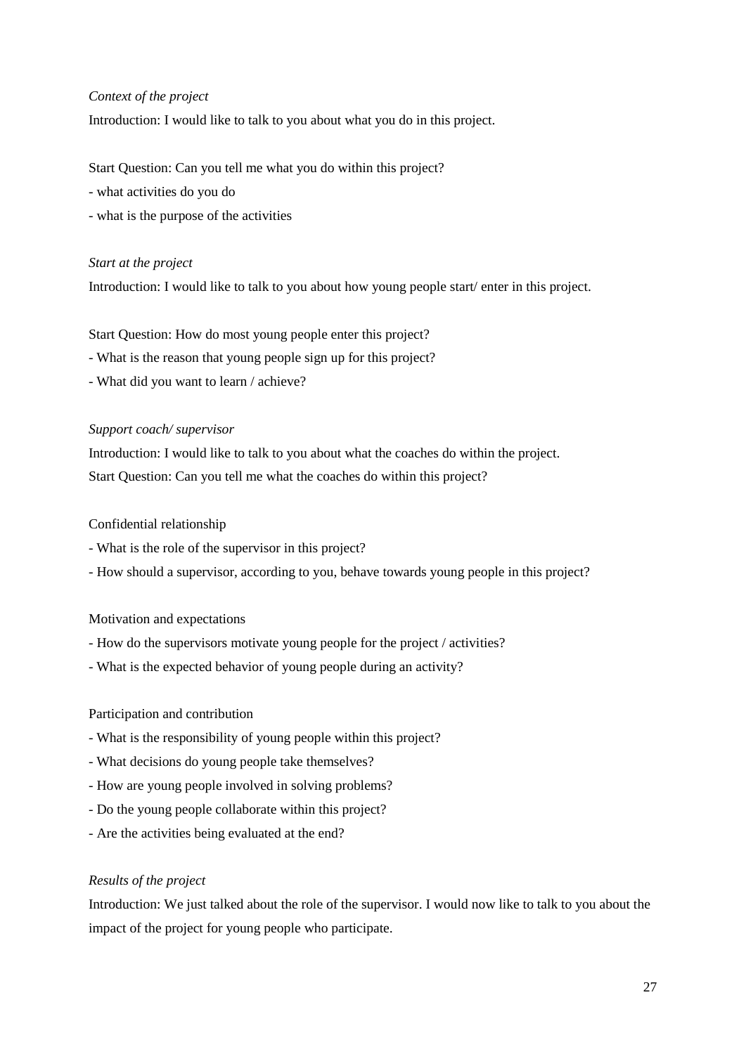*Context of the project*

Introduction: I would like to talk to you about what you do in this project.

Start Question: Can you tell me what you do within this project?

- what activities do you do
- what is the purpose of the activities

*Start at the project*

Introduction: I would like to talk to you about how young people start/ enter in this project.

Start Question: How do most young people enter this project?

- What is the reason that young people sign up for this project?
- What did you want to learn / achieve?

*Support coach/ supervisor*

Introduction: I would like to talk to you about what the coaches do within the project.
Start Question: Can you tell me what the coaches do within this project?

Confidential relationship

- What is the role of the supervisor in this project?
- How should a supervisor, according to you, behave towards young people in this project?

Motivation and expectations

- How do the supervisors motivate young people for the project / activities?
- What is the expected behavior of young people during an activity?

Participation and contribution

- What is the responsibility of young people within this project?
- What decisions do young people take themselves?
- How are young people involved in solving problems?
- Do the young people collaborate within this project?
- Are the activities being evaluated at the end?

*Results of the project*

Introduction: We just talked about the role of the supervisor. I would now like to talk to you about the impact of the project for young people who participate.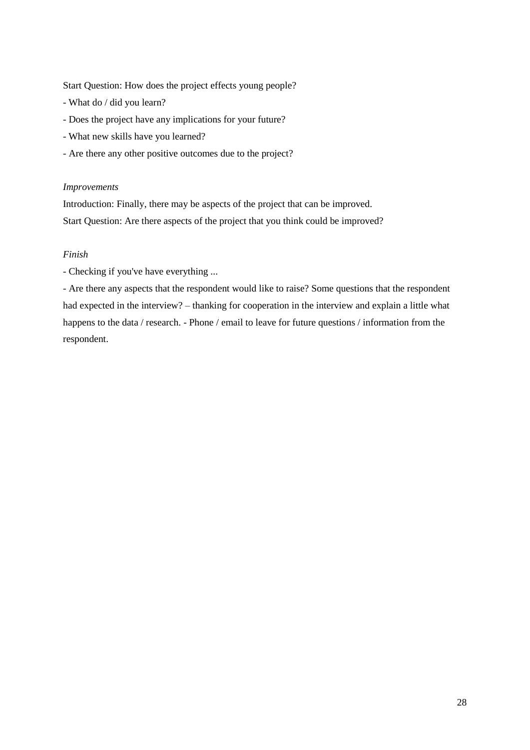Start Question: How does the project effects young people?

- What do / did you learn?
- Does the project have any implications for your future?
- What new skills have you learned?
- Are there any other positive outcomes due to the project?

*Improvements*

Introduction: Finally, there may be aspects of the project that can be improved.
Start Question: Are there aspects of the project that you think could be improved?

*Finish*

- Checking if you've have everything ...

- Are there any aspects that the respondent would like to raise? Some questions that the respondent had expected in the interview? – thanking for cooperation in the interview and explain a little what happens to the data / research. - Phone / email to leave for future questions / information from the respondent.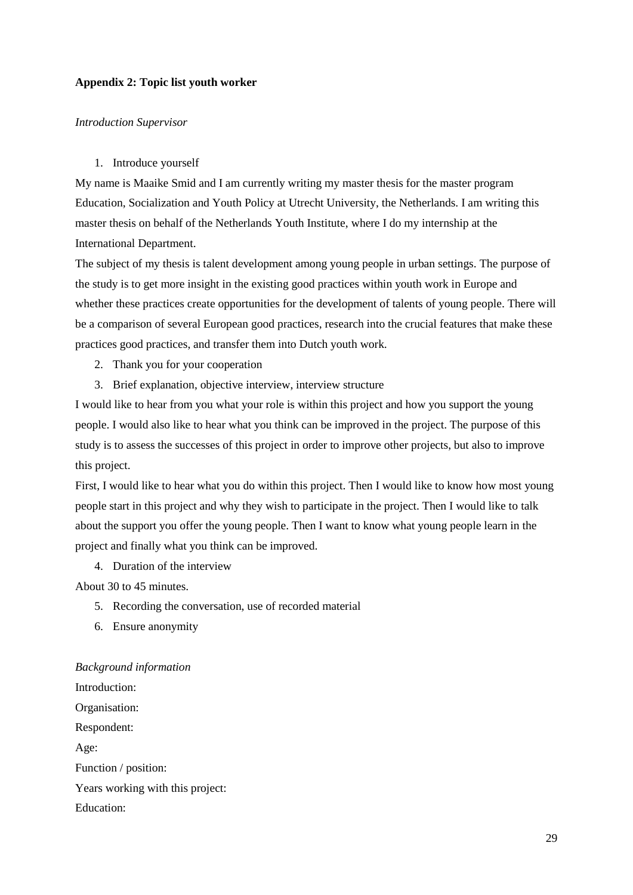**Appendix 2: Topic list youth worker**

*Introduction Supervisor*

1. Introduce yourself

My name is Maaike Smid and I am currently writing my master thesis for the master program Education, Socialization and Youth Policy at Utrecht University, the Netherlands. I am writing this master thesis on behalf of the Netherlands Youth Institute, where I do my internship at the International Department.

The subject of my thesis is talent development among young people in urban settings. The purpose of the study is to get more insight in the existing good practices within youth work in Europe and whether these practices create opportunities for the development of talents of young people. There will be a comparison of several European good practices, research into the crucial features that make these practices good practices, and transfer them into Dutch youth work.

2. Thank you for your cooperation
3. Brief explanation, objective interview, interview structure

I would like to hear from you what your role is within this project and how you support the young people. I would also like to hear what you think can be improved in the project. The purpose of this study is to assess the successes of this project in order to improve other projects, but also to improve this project.

First, I would like to hear what you do within this project. Then I would like to know how most young people start in this project and why they wish to participate in the project. Then I would like to talk about the support you offer the young people. Then I want to know what young people learn in the project and finally what you think can be improved.

4. Duration of the interview

About 30 to 45 minutes.

5. Recording the conversation, use of recorded material
6. Ensure anonymity

*Background information*

Introduction:

Organisation:

Respondent:

Age:

Function / position:

Years working with this project:

Education: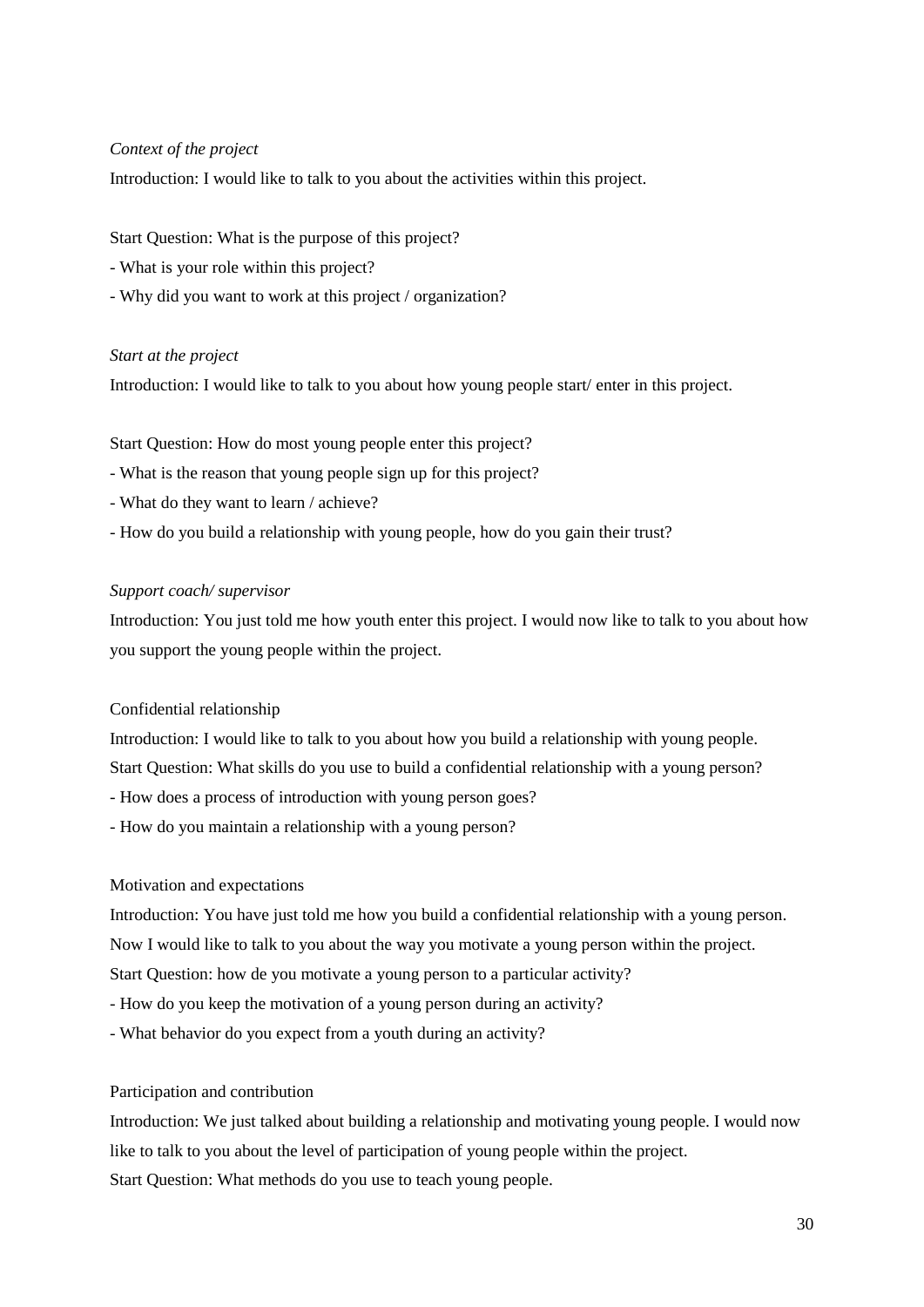*Context of the project*

Introduction: I would like to talk to you about the activities within this project.

Start Question: What is the purpose of this project?

- What is your role within this project?
- Why did you want to work at this project / organization?

*Start at the project*

Introduction: I would like to talk to you about how young people start/ enter in this project.

Start Question: How do most young people enter this project?

- What is the reason that young people sign up for this project?
- What do they want to learn / achieve?
- How do you build a relationship with young people, how do you gain their trust?

*Support coach/ supervisor*

Introduction: You just told me how youth enter this project. I would now like to talk to you about how you support the young people within the project.

Confidential relationship

Introduction: I would like to talk to you about how you build a relationship with young people.
Start Question: What skills do you use to build a confidential relationship with a young person?

- How does a process of introduction with young person goes?
- How do you maintain a relationship with a young person?

Motivation and expectations

Introduction: You have just told me how you build a confidential relationship with a young person. Now I would like to talk to you about the way you motivate a young person within the project.
Start Question: how de you motivate a young person to a particular activity?

- How do you keep the motivation of a young person during an activity?
- What behavior do you expect from a youth during an activity?

Participation and contribution

Introduction: We just talked about building a relationship and motivating young people. I would now like to talk to you about the level of participation of young people within the project.
Start Question: What methods do you use to teach young people.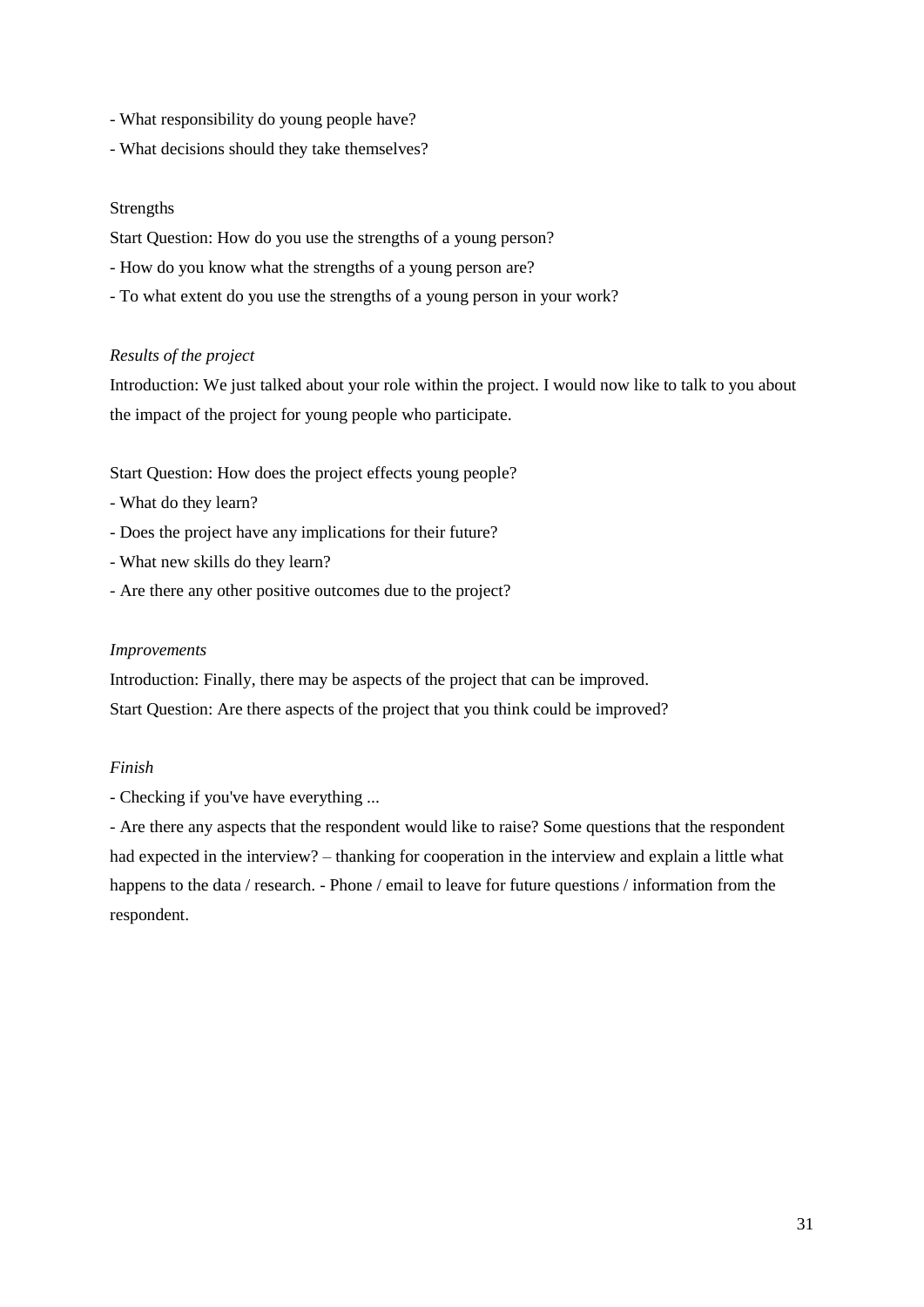- What responsibility do young people have?
- What decisions should they take themselves?

Strengths

Start Question: How do you use the strengths of a young person?

- How do you know what the strengths of a young person are?
- To what extent do you use the strengths of a young person in your work?

*Results of the project*

Introduction: We just talked about your role within the project. I would now like to talk to you about the impact of the project for young people who participate.

Start Question: How does the project effects young people?

- What do they learn?
- Does the project have any implications for their future?
- What new skills do they learn?
- Are there any other positive outcomes due to the project?

*Improvements*

Introduction: Finally, there may be aspects of the project that can be improved.
Start Question: Are there aspects of the project that you think could be improved?

*Finish*

- Checking if you've have everything ...

- Are there any aspects that the respondent would like to raise? Some questions that the respondent had expected in the interview? – thanking for cooperation in the interview and explain a little what happens to the data / research. - Phone / email to leave for future questions / information from the respondent.